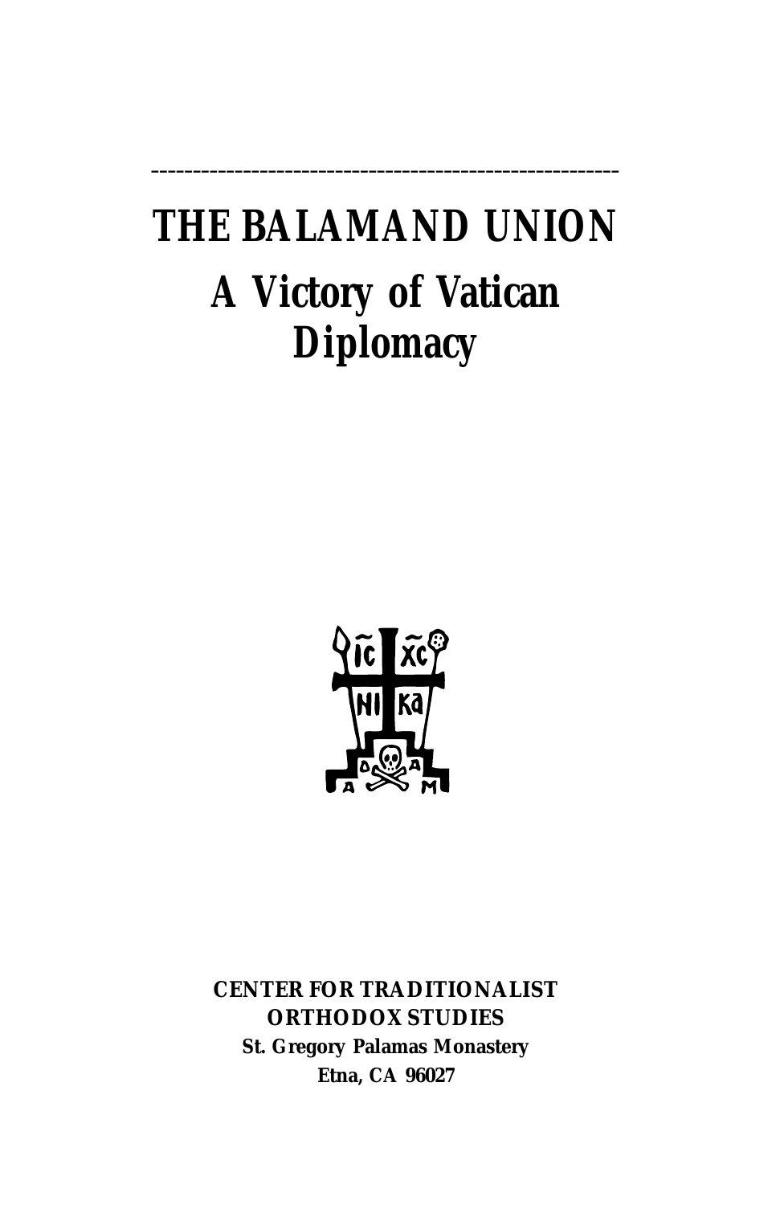---

# THE BALAMAND UNION

## A Victory of Vatican Diplomacy

**CENTER FOR TRADITIONALIST ORTHODOX STUDIES**
**St. Gregory Palamas Monastery**
**Etna, CA 96027**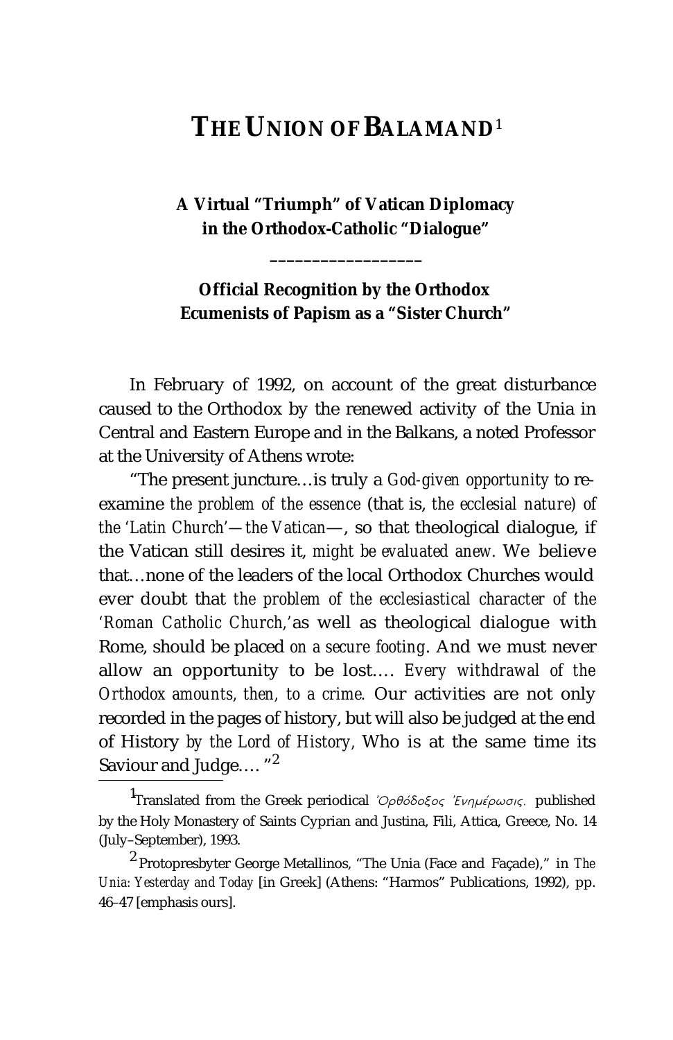# THE UNION OF BALAMAND[1]

### A Virtual "Triumph" of Vatican Diplomacy in the Orthodox-Catholic "Dialogue"

---

### Official Recognition by the Orthodox Ecumenists of Papism as a "Sister Church"

In February of 1992, on account of the great disturbance caused to the Orthodox by the renewed activity of the Unia in Central and Eastern Europe and in the Balkans, a noted Professor at the University of Athens wrote:

"The present juncture…is truly a *God-given opportunity* to re-examine *the problem of the essence* (that is, *the ecclesial nature) of the 'Latin Church'—the Vatican*—, so that theological dialogue, if the Vatican still desires it, *might be evaluated anew*. We believe that…none of the leaders of the local Orthodox Churches would ever doubt that *the problem of the ecclesiastical character of the 'Roman Catholic Church,'* as well as theological dialogue with Rome, should be placed *on a secure footing*. And we must never allow an opportunity to be lost…. *Every withdrawal of the Orthodox amounts, then, to a crime*. Our activities are not only recorded in the pages of history, but will also be judged at the end of History *by the Lord of History*, Who is at the same time its Saviour and Judge…. "[2]

---

[1] Translated from the Greek periodical *Ὀρθόδοξος Ἐνημέρωσις*. published by the Holy Monastery of Saints Cyprian and Justina, Fili, Attica, Greece, No. 14 (July–September), 1993.

[2] Protopresbyter George Metallinos, "The Unia (Face and Façade)," in *The Unia: Yesterday and Today* [in Greek] (Athens: "Harmos" Publications, 1992), pp. 46–47 [emphasis ours].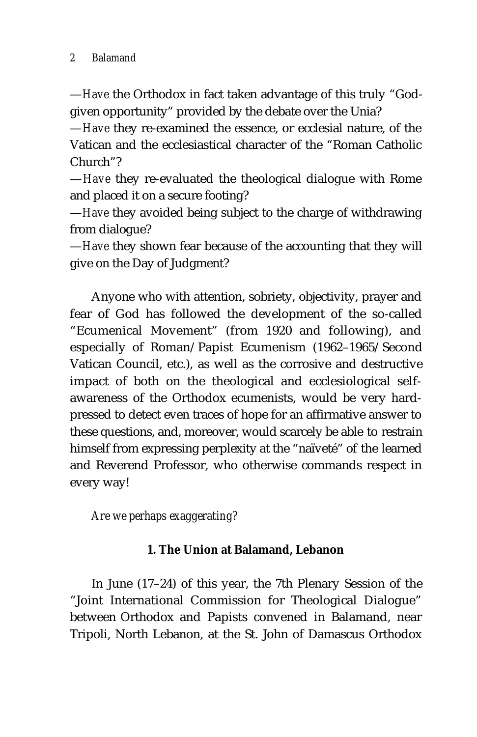—*Have* the Orthodox in fact taken advantage of this truly "God-given opportunity" provided by the debate over the Unia?

—*Have* they re-examined the essence, or ecclesial nature, of the Vatican and the ecclesiastical character of the "Roman Catholic Church"?

—*Have* they re-evaluated the theological dialogue with Rome and placed it on a secure footing?

—*Have* they avoided being subject to the charge of withdrawing from dialogue?

—*Have* they shown fear because of the accounting that they will give on the Day of Judgment?

Anyone who with attention, sobriety, objectivity, prayer and fear of God has followed the development of the so-called "Ecumenical Movement" (from 1920 and following), and especially of Roman/Papist Ecumenism (1962–1965/Second Vatican Council, etc.), as well as the corrosive and destructive impact of both on the theological and ecclesiological self-awareness of the Orthodox ecumenists, would be very hard-pressed to detect even traces of hope for an affirmative answer to these questions, and, moreover, would scarcely be able to restrain himself from expressing perplexity at the "naïveté" of the learned and Reverend Professor, who otherwise commands respect in every way!

*Are we perhaps exaggerating?*

## 1. The Union at Balamand, Lebanon

In June (17–24) of this year, the 7th Plenary Session of the "Joint International Commission for Theological Dialogue" between Orthodox and Papists convened in Balamand, near Tripoli, North Lebanon, at the St. John of Damascus Orthodox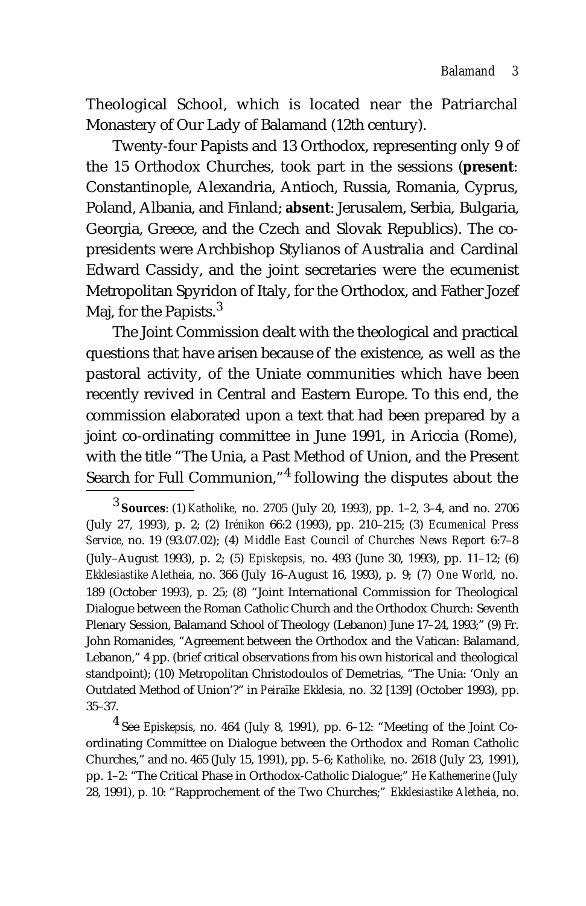Theological School, which is located near the Patriarchal Monastery of Our Lady of Balamand (12th century).

Twenty-four Papists and 13 Orthodox, representing only 9 of the 15 Orthodox Churches, took part in the sessions (**present**: Constantinople, Alexandria, Antioch, Russia, Romania, Cyprus, Poland, Albania, and Finland; **absent**: Jerusalem, Serbia, Bulgaria, Georgia, Greece, and the Czech and Slovak Republics). The co-presidents were Archbishop Stylianos of Australia and Cardinal Edward Cassidy, and the joint secretaries were the ecumenist Metropolitan Spyridon of Italy, for the Orthodox, and Father Jozef Maj, for the Papists.[3]

The Joint Commission dealt with the theological and practical questions that have arisen because of the existence, as well as the pastoral activity, of the Uniate communities which have been recently revived in Central and Eastern Europe. To this end, the commission elaborated upon a text that had been prepared by a joint co-ordinating committee in June 1991, in Ariccia (Rome), with the title "The Unia, a Past Method of Union, and the Present Search for Full Communion,"[4] following the disputes about the

---

[3] **Sources**: (1) *Katholike,* no. 2705 (July 20, 1993), pp. 1–2, 3–4, and no. 2706 (July 27, 1993), p. 2; (2) *Irénikon* 66:2 (1993), pp. 210–215; (3) *Ecumenical Press Service,* no. 19 (93.07.02); (4) *Middle East Council of Churches News Report* 6:7–8 (July–August 1993), p. 2; (5) *Episkepsis,* no. 493 (June 30, 1993), pp. 11–12; (6) *Ekklesiastike Aletheia,* no. 366 (July 16–August 16, 1993), p. 9; (7) *One World,* no. 189 (October 1993), p. 25; (8) "Joint International Commission for Theological Dialogue between the Roman Catholic Church and the Orthodox Church: Seventh Plenary Session, Balamand School of Theology (Lebanon) June 17–24, 1993;" (9) Fr. John Romanides, "Agreement between the Orthodox and the Vatican: Balamand, Lebanon," 4 pp. (brief critical observations from his own historical and theological standpoint); (10) Metropolitan Christodoulos of Demetrias, "The Unia: 'Only an Outdated Method of Union'?" in *Peiraïke Ekklesia,* no. 32 [139] (October 1993), pp. 35–37.

[4] See *Episkepsis,* no. 464 (July 8, 1991), pp. 6–12: "Meeting of the Joint Co-ordinating Committee on Dialogue between the Orthodox and Roman Catholic Churches," and no. 465 (July 15, 1991), pp. 5–6; *Katholike,* no. 2618 (July 23, 1991), pp. 1–2: "The Critical Phase in Orthodox-Catholic Dialogue;" *He Kathemerine* (July 28, 1991), p. 10: "Rapprochement of the Two Churches;" *Ekklesiastike Aletheia*, no.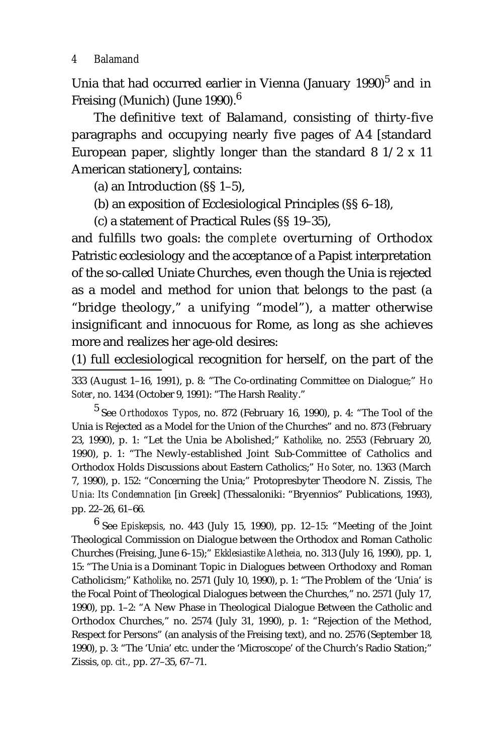Unia that had occurred earlier in Vienna (January 1990)[5] and in Freising (Munich) (June 1990).[6]

The definitive text of Balamand, consisting of thirty-five paragraphs and occupying nearly five pages of A4 [standard European paper, slightly longer than the standard 8 1/2 x 11 American stationery], contains:

(a) an Introduction (§§ 1–5),

(b) an exposition of Ecclesiological Principles (§§ 6–18),

(c) a statement of Practical Rules (§§ 19–35),

and fulfills two goals: the *complete* overturning of Orthodox Patristic ecclesiology and the acceptance of a Papist interpretation of the so-called Uniate Churches, even though the Unia is rejected as a model and method for union that belongs to the past (a "bridge theology," a unifying "model"), a matter otherwise insignificant and innocuous for Rome, as long as she achieves more and realizes her age-old desires:

(1) full ecclesiological recognition for herself, on the part of the

---

333 (August 1–16, 1991), p. 8: "The Co-ordinating Committee on Dialogue;" *Ho Soter*, no. 1434 (October 9, 1991): "The Harsh Reality."

[5] See *Orthodoxos Typos*, no. 872 (February 16, 1990), p. 4: "The Tool of the Unia is Rejected as a Model for the Union of the Churches" and no. 873 (February 23, 1990), p. 1: "Let the Unia be Abolished;" *Katholike*, no. 2553 (February 20, 1990), p. 1: "The Newly-established Joint Sub-Committee of Catholics and Orthodox Holds Discussions about Eastern Catholics;" *Ho Soter*, no. 1363 (March 7, 1990), p. 152: "Concerning the Unia;" Protopresbyter Theodore N. Zissis, *The Unia: Its Condemnation* [in Greek] (Thessaloniki: "Bryennios" Publications, 1993), pp. 22–26, 61–66.

[6] See *Episkepsis*, no. 443 (July 15, 1990), pp. 12–15: "Meeting of the Joint Theological Commission on Dialogue between the Orthodox and Roman Catholic Churches (Freising, June 6–15);" *Ekklesiastike Aletheia*, no. 313 (July 16, 1990), pp. 1, 15: "The Unia is a Dominant Topic in Dialogues between Orthodoxy and Roman Catholicism;" *Katholike*, no. 2571 (July 10, 1990), p. 1: "The Problem of the 'Unia' is the Focal Point of Theological Dialogues between the Churches," no. 2571 (July 17, 1990), pp. 1–2: "A New Phase in Theological Dialogue Between the Catholic and Orthodox Churches," no. 2574 (July 31, 1990), p. 1: "Rejection of the Method, Respect for Persons" (an analysis of the Freising text), and no. 2576 (September 18, 1990), p. 3: "The 'Unia' etc. under the 'Microscope' of the Church's Radio Station;" Zissis, *op. cit.*, pp. 27–35, 67–71.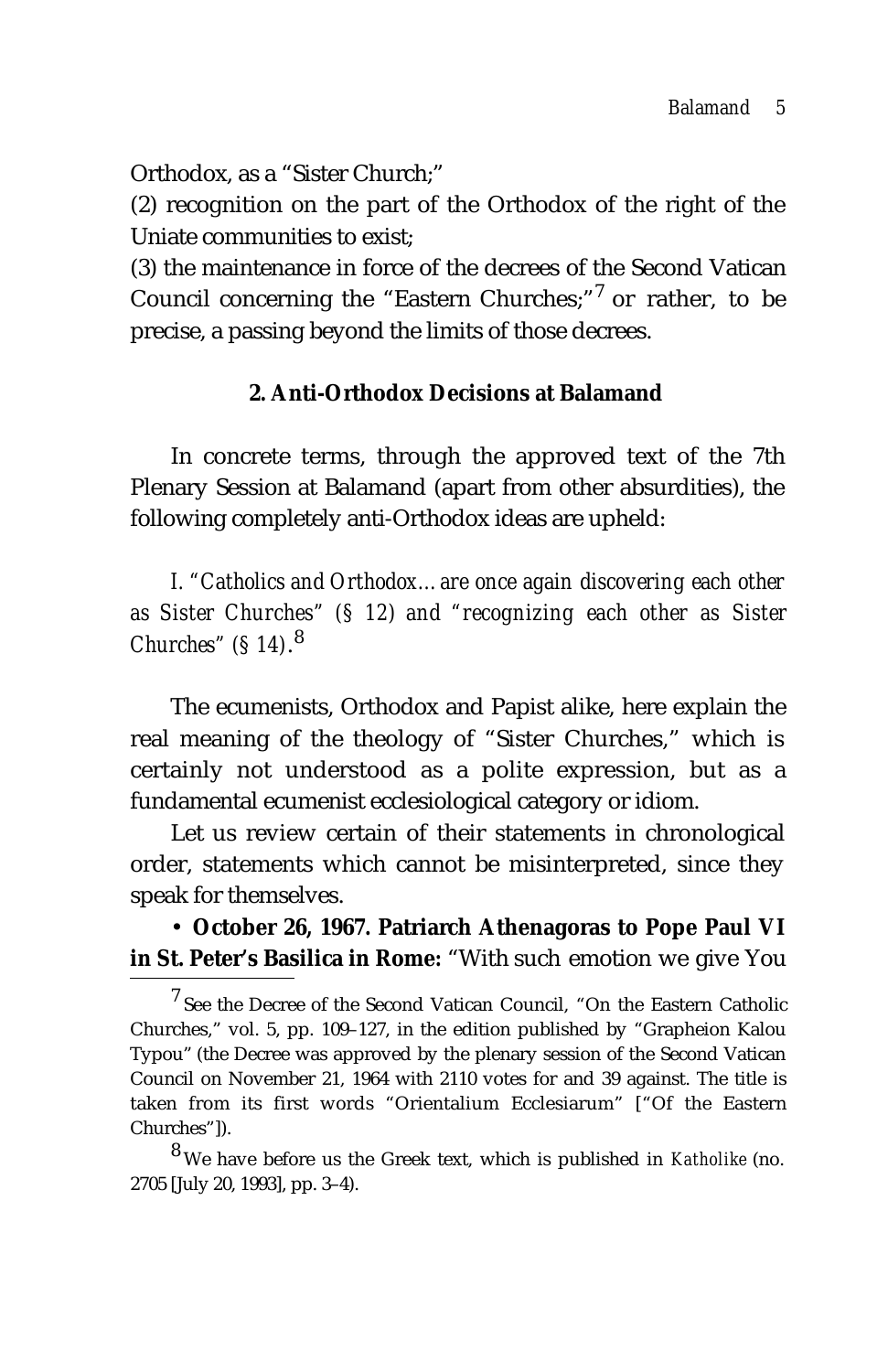Orthodox, as a "Sister Church;"

(2) recognition on the part of the Orthodox of the right of the Uniate communities to exist;

(3) the maintenance in force of the decrees of the Second Vatican Council concerning the "Eastern Churches;"[7] or rather, to be precise, a passing beyond the limits of those decrees.

## 2. Anti-Orthodox Decisions at Balamand

In concrete terms, through the approved text of the 7th Plenary Session at Balamand (apart from other absurdities), the following completely anti-Orthodox ideas are upheld:

*I. "Catholics and Orthodox... are once again discovering each other as Sister Churches" (§ 12) and "recognizing each other as Sister Churches" (§ 14).*[8]

The ecumenists, Orthodox and Papist alike, here explain the real meaning of the theology of "Sister Churches," which is certainly not understood as a polite expression, but as a fundamental ecumenist ecclesiological category or idiom.

Let us review certain of their statements in chronological order, statements which cannot be misinterpreted, since they speak for themselves.

• **October 26, 1967. Patriarch Athenagoras to Pope Paul VI in St. Peter's Basilica in Rome:** "With such emotion we give You

---

[7] See the Decree of the Second Vatican Council, "On the Eastern Catholic Churches," vol. 5, pp. 109–127, in the edition published by "Grapheion Kalou Typou" (the Decree was approved by the plenary session of the Second Vatican Council on November 21, 1964 with 2110 votes for and 39 against. The title is taken from its first words "Orientalium Ecclesiarum" ["Of the Eastern Churches"]).

[8] We have before us the Greek text, which is published in *Katholike* (no. 2705 [July 20, 1993], pp. 3–4).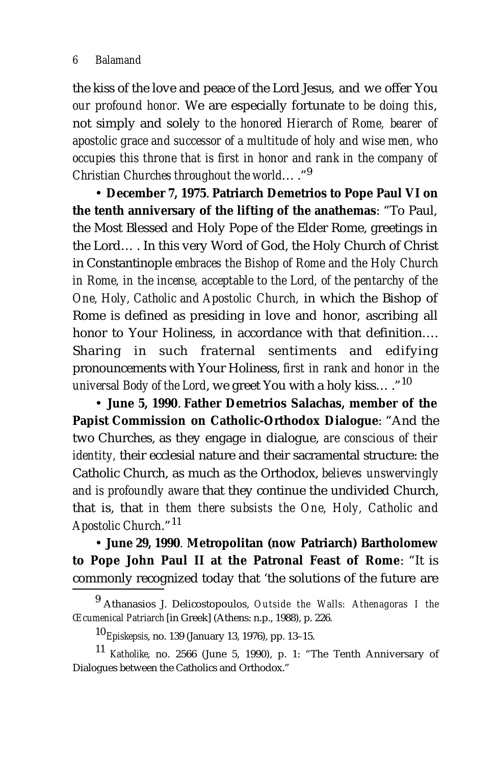the kiss of the love and peace of the Lord Jesus, and we offer You *our profound honor*. We are especially fortunate *to be doing this*, not simply and solely *to the honored Hierarch of Rome, bearer of apostolic grace and successor of a multitude of holy and wise men, who occupies this throne that is first in honor and rank in the company of Christian Churches throughout the world*… ."[9]

• **December 7, 1975**. **Patriarch Demetrios to Pope Paul VI on the tenth anniversary of the lifting of the anathemas**: "To Paul, the Most Blessed and Holy Pope of the Elder Rome, greetings in the Lord… . In this very Word of God, the Holy Church of Christ in Constantinople *embraces the Bishop of Rome and the Holy Church in Rome, in the incense, acceptable to the Lord, of the pentarchy of the One, Holy, Catholic and Apostolic Church*, in which the Bishop of Rome is defined as presiding in love and honor, ascribing all honor to Your Holiness, in accordance with that definition…. Sharing in such fraternal sentiments and edifying pronouncements with Your Holiness, *first in rank and honor in the universal Body of the Lord*, we greet You with a holy kiss… ."[10]

• **June 5, 1990**. **Father Demetrios Salachas, member of the Papist Commission on Catholic-Orthodox Dialogue**: "And the two Churches, as they engage in dialogue, *are conscious of their identity*, their ecclesial nature and their sacramental structure: the Catholic Church, as much as the Orthodox, *believes unswervingly and is profoundly aware* that they continue the undivided Church, that is, that *in them there subsists the One, Holy, Catholic and Apostolic Church*."[11]

• **June 29, 1990**. **Metropolitan (now Patriarch) Bartholomew to Pope John Paul II at the Patronal Feast of Rome**: "It is commonly recognized today that 'the solutions of the future are

---

[9] Athanasios J. Delicostopoulos, *Outside the Walls: Athenagoras I the Œcumenical Patriarch* [in Greek] (Athens: n.p., 1988), p. 226.

[10] *Episkepsis*, no. 139 (January 13, 1976), pp. 13–15.

[11] *Katholike*, no. 2566 (June 5, 1990), p. 1: "The Tenth Anniversary of Dialogues between the Catholics and Orthodox."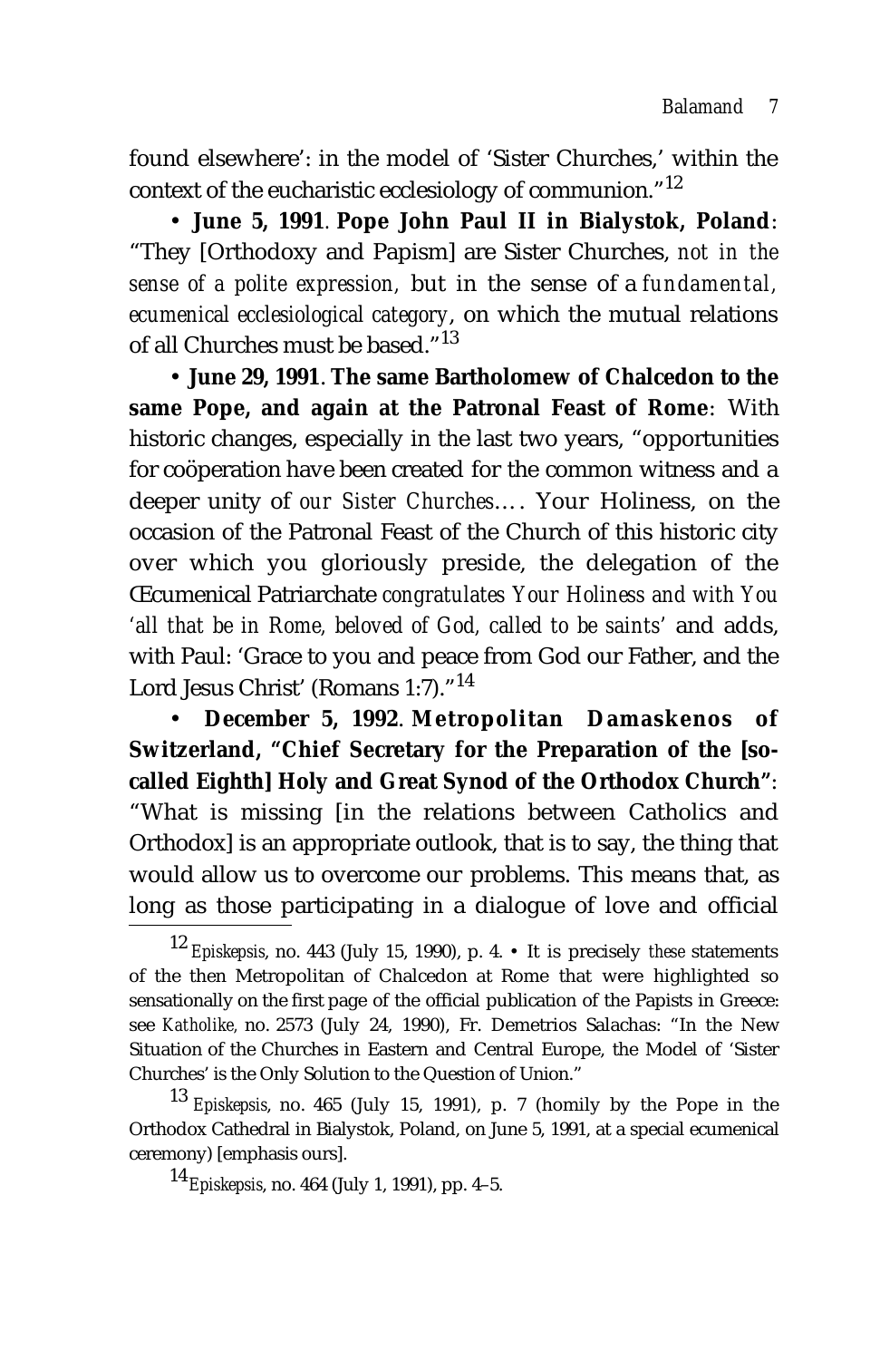found elsewhere': in the model of 'Sister Churches,' within the context of the eucharistic ecclesiology of communion."[12]

• **June 5, 1991**. **Pope John Paul II in Bialystok, Poland**: "They [Orthodoxy and Papism] are Sister Churches, *not in the sense of a polite expression,* but in the sense of a *fundamental, ecumenical ecclesiological category*, on which the mutual relations of all Churches must be based."[13]

• **June 29, 1991**. **The same Bartholomew of Chalcedon to the same Pope, and again at the Patronal Feast of Rome**: With historic changes, especially in the last two years, "opportunities for coöperation have been created for the common witness and a deeper unity of *our Sister Churches*.... Your Holiness, on the occasion of the Patronal Feast of the Church of this historic city over which you gloriously preside, the delegation of the Œcumenical Patriarchate *congratulates Your Holiness and with You 'all that be in Rome, beloved of God, called to be saints'* and adds, with Paul: 'Grace to you and peace from God our Father, and the Lord Jesus Christ' (Romans 1:7)."[14]

• **December 5, 1992**. **Metropolitan Damaskenos of Switzerland, "Chief Secretary for the Preparation of the [so-called Eighth] Holy and Great Synod of the Orthodox Church"**: "What is missing [in the relations between Catholics and Orthodox] is an appropriate outlook, that is to say, the thing that would allow us to overcome our problems. This means that, as long as those participating in a dialogue of love and official

---

[12] *Episkepsis*, no. 443 (July 15, 1990), p. 4. • It is precisely *these* statements of the then Metropolitan of Chalcedon at Rome that were highlighted so sensationally on the first page of the official publication of the Papists in Greece: see *Katholike*, no. 2573 (July 24, 1990), Fr. Demetrios Salachas: "In the New Situation of the Churches in Eastern and Central Europe, the Model of 'Sister Churches' is the Only Solution to the Question of Union."

[13] *Episkepsis*, no. 465 (July 15, 1991), p. 7 (homily by the Pope in the Orthodox Cathedral in Bialystok, Poland, on June 5, 1991, at a special ecumenical ceremony) [emphasis ours].

[14] *Episkepsis*, no. 464 (July 1, 1991), pp. 4–5.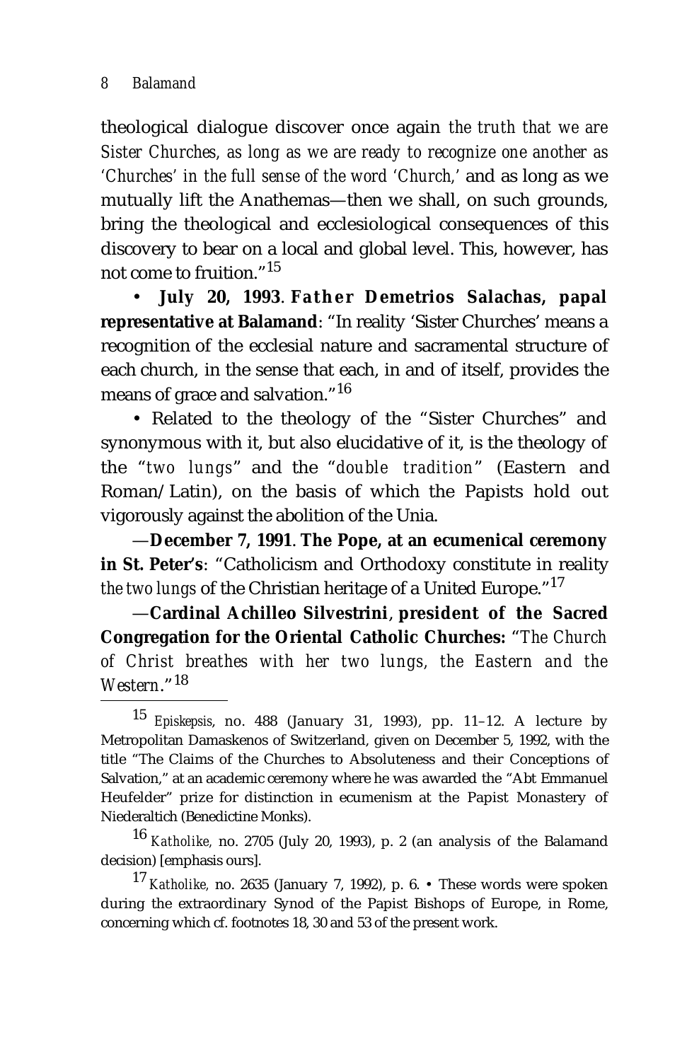theological dialogue discover once again *the truth that we are Sister Churches, as long as we are ready to recognize one another as 'Churches' in the full sense of the word 'Church,'* and as long as we mutually lift the Anathemas—then we shall, on such grounds, bring the theological and ecclesiological consequences of this discovery to bear on a local and global level. This, however, has not come to fruition."[15]

• **July 20, 1993**. **Father Demetrios Salachas, papal representative at Balamand**: "In reality 'Sister Churches' means a recognition of the ecclesial nature and sacramental structure of each church, in the sense that each, in and of itself, provides the means of grace and salvation."[16]

• Related to the theology of the "Sister Churches" and synonymous with it, but also elucidative of it, is the theology of the "*two lungs*" and the "*double tradition*" (Eastern and Roman/Latin), on the basis of which the Papists hold out vigorously against the abolition of the Unia.

—**December 7, 1991**. **The Pope, at an ecumenical ceremony in St. Peter's**: "Catholicism and Orthodoxy constitute in reality *the two lungs* of the Christian heritage of a United Europe."[17]

—**Cardinal Achilleo Silvestrini**, **president of the Sacred Congregation for the Oriental Catholic Churches:** "*The Church of Christ breathes with her two lungs, the Eastern and the Western*."[18]

---

[15] *Episkepsis*, no. 488 (January 31, 1993), pp. 11–12. A lecture by Metropolitan Damaskenos of Switzerland, given on December 5, 1992, with the title "The Claims of the Churches to Absoluteness and their Conceptions of Salvation," at an academic ceremony where he was awarded the "Abt Emmanuel Heufelder" prize for distinction in ecumenism at the Papist Monastery of Niederaltich (Benedictine Monks).

[16] *Katholike*, no. 2705 (July 20, 1993), p. 2 (an analysis of the Balamand decision) [emphasis ours].

[17] *Katholike*, no. 2635 (January 7, 1992), p. 6. • These words were spoken during the extraordinary Synod of the Papist Bishops of Europe, in Rome, concerning which cf. footnotes 18, 30 and 53 of the present work.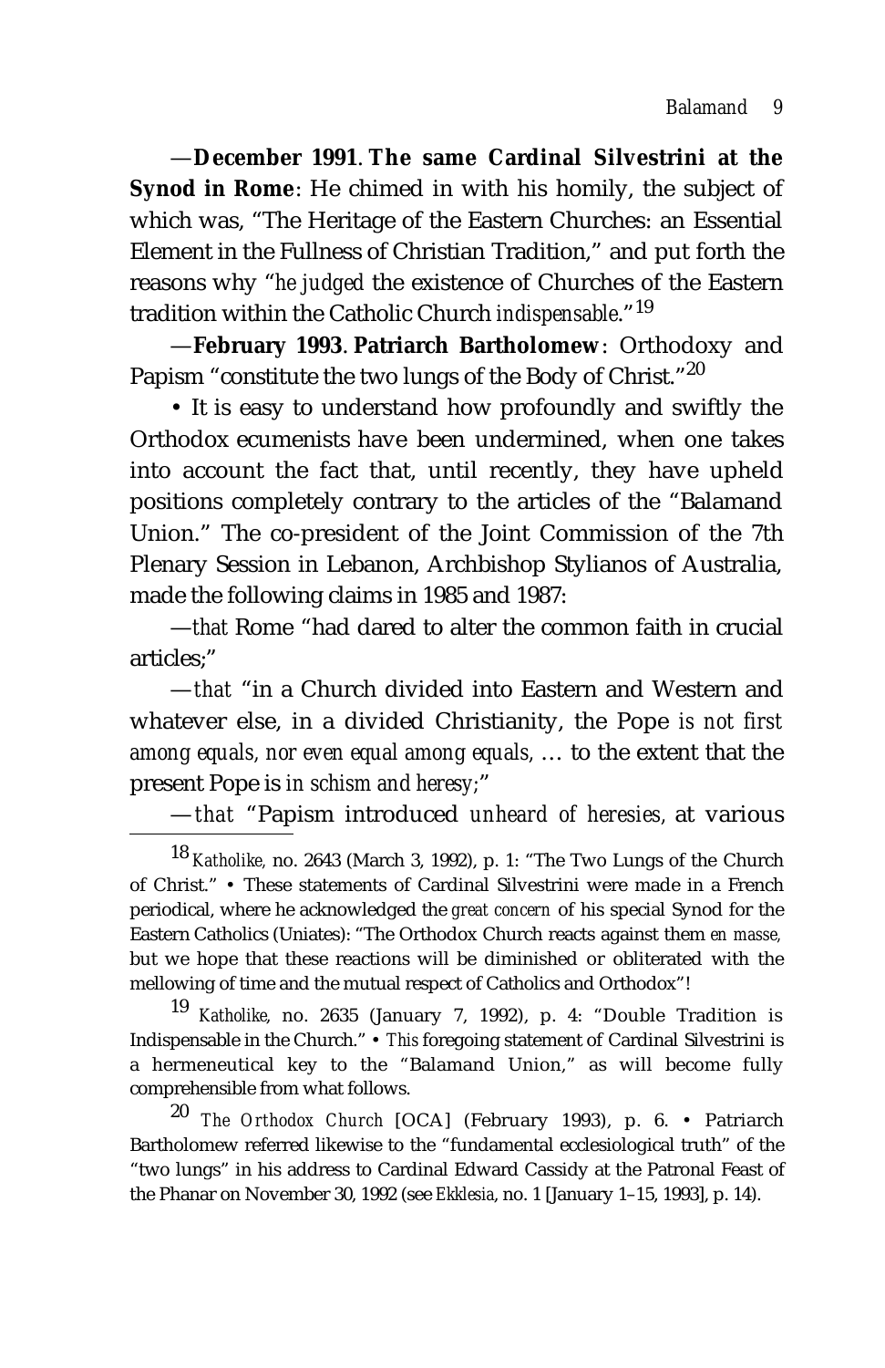—**December 1991**. **The same Cardinal Silvestrini at the Synod in Rome**: He chimed in with his homily, the subject of which was, "The Heritage of the Eastern Churches: an Essential Element in the Fullness of Christian Tradition," and put forth the reasons why "*he judged* the existence of Churches of the Eastern tradition within the Catholic Church *indispensable*."[19]

—**February 1993**. **Patriarch Bartholomew**: Orthodoxy and Papism "constitute the two lungs of the Body of Christ."[20]

• It is easy to understand how profoundly and swiftly the Orthodox ecumenists have been undermined, when one takes into account the fact that, until recently, they have upheld positions completely contrary to the articles of the "Balamand Union." The co-president of the Joint Commission of the 7th Plenary Session in Lebanon, Archbishop Stylianos of Australia, made the following claims in 1985 and 1987:

—*that* Rome "had dared to alter the common faith in crucial articles;"

—*that* "in a Church divided into Eastern and Western and whatever else, in a divided Christianity, the Pope *is not first among equals, nor even equal among equals,* … to the extent that the present Pope is *in schism and heresy;*"

—*that* "Papism introduced *unheard of heresies*, at various

---

[18] *Katholike,* no. 2643 (March 3, 1992), p. 1: "The Two Lungs of the Church of Christ." • These statements of Cardinal Silvestrini were made in a French periodical, where he acknowledged the *great concern* of his special Synod for the Eastern Catholics (Uniates): "The Orthodox Church reacts against them *en masse,* but we hope that these reactions will be diminished or obliterated with the mellowing of time and the mutual respect of Catholics and Orthodox"!

[19] *Katholike,* no. 2635 (January 7, 1992), p. 4: "Double Tradition is Indispensable in the Church." • *This* foregoing statement of Cardinal Silvestrini is a hermeneutical key to the "Balamand Union," as will become fully comprehensible from what follows.

[20] *The Orthodox Church* [OCA] (February 1993), p. 6. • Patriarch Bartholomew referred likewise to the "fundamental ecclesiological truth" of the "two lungs" in his address to Cardinal Edward Cassidy at the Patronal Feast of the Phanar on November 30, 1992 (see *Ekklesia*, no. 1 [January 1–15, 1993], p. 14).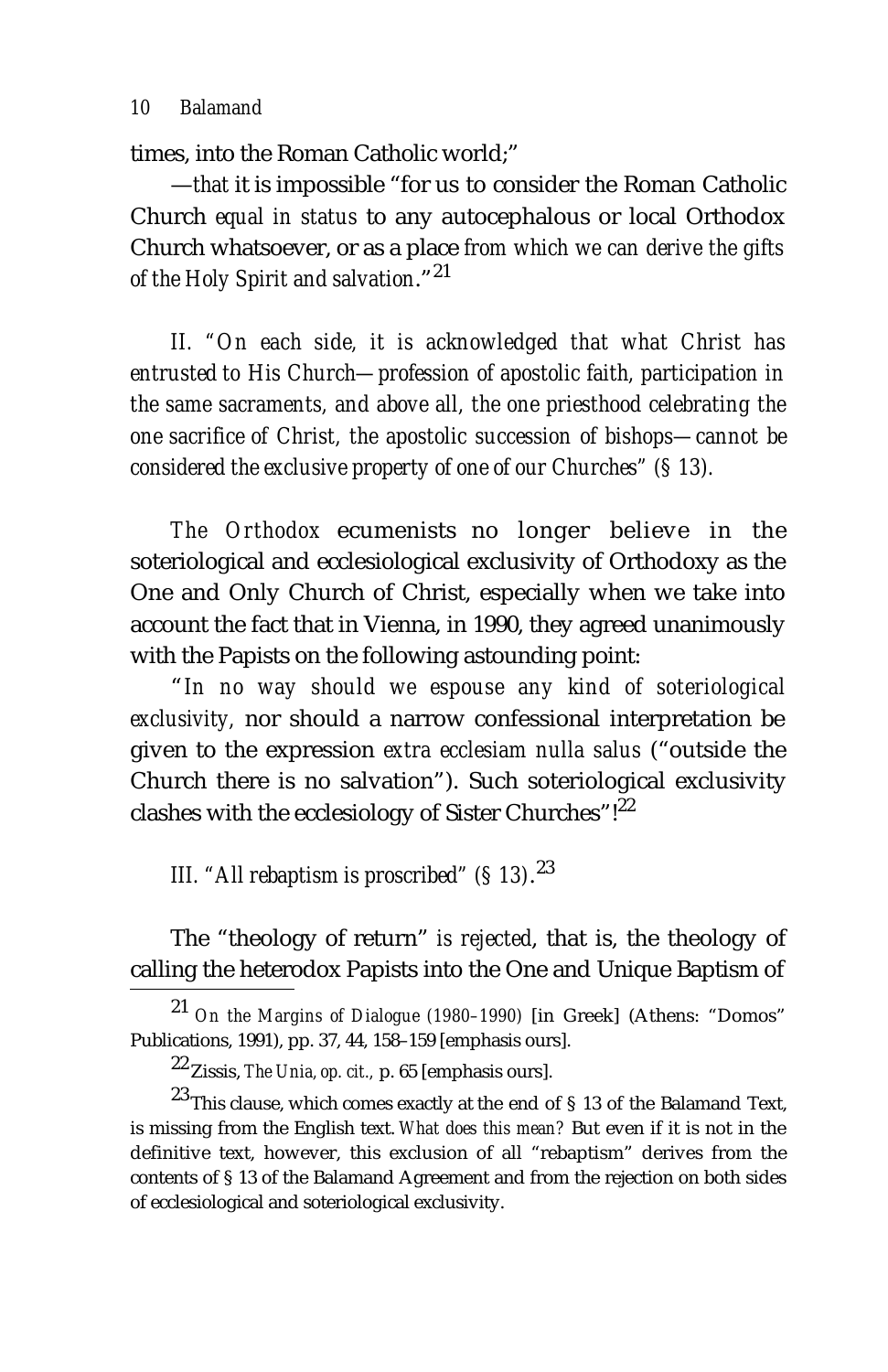times, into the Roman Catholic world;"

—*that* it is impossible "for us to consider the Roman Catholic Church *equal in status* to any autocephalous or local Orthodox Church whatsoever, or as a place *from which we can derive the gifts of the Holy Spirit and salvation*."[21]

*II. "On each side, it is acknowledged that what Christ has entrusted to His Church—profession of apostolic faith, participation in the same sacraments, and above all, the one priesthood celebrating the one sacrifice of Christ, the apostolic succession of bishops—cannot be considered the exclusive property of one of our Churches" (§ 13).*

*The Orthodox* ecumenists no longer believe in the soteriological and ecclesiological exclusivity of Orthodoxy as the One and Only Church of Christ, especially when we take into account the fact that in Vienna, in 1990, they agreed unanimously with the Papists on the following astounding point:

"*In no way should we espouse any kind of soteriological exclusivity,* nor should a narrow confessional interpretation be given to the expression *extra ecclesiam nulla salus* ("outside the Church there is no salvation"). Such soteriological exclusivity clashes with the ecclesiology of Sister Churches"![22]

*III. "All rebaptism is proscribed" (§ 13).*[23]

The "theology of return" *is rejected*, that is, the theology of calling the heterodox Papists into the One and Unique Baptism of

---

[21] *On the Margins of Dialogue (1980–1990)* [in Greek] (Athens: "Domos" Publications, 1991), pp. 37, 44, 158–159 [emphasis ours].

[22] Zissis, *The Unia, op. cit.,* p. 65 [emphasis ours].

[23] This clause, which comes exactly at the end of § 13 of the Balamand Text, is missing from the English text. *What does this mean?* But even if it is not in the definitive text, however, this exclusion of all "rebaptism" derives from the contents of § 13 of the Balamand Agreement and from the rejection on both sides of ecclesiological and soteriological exclusivity.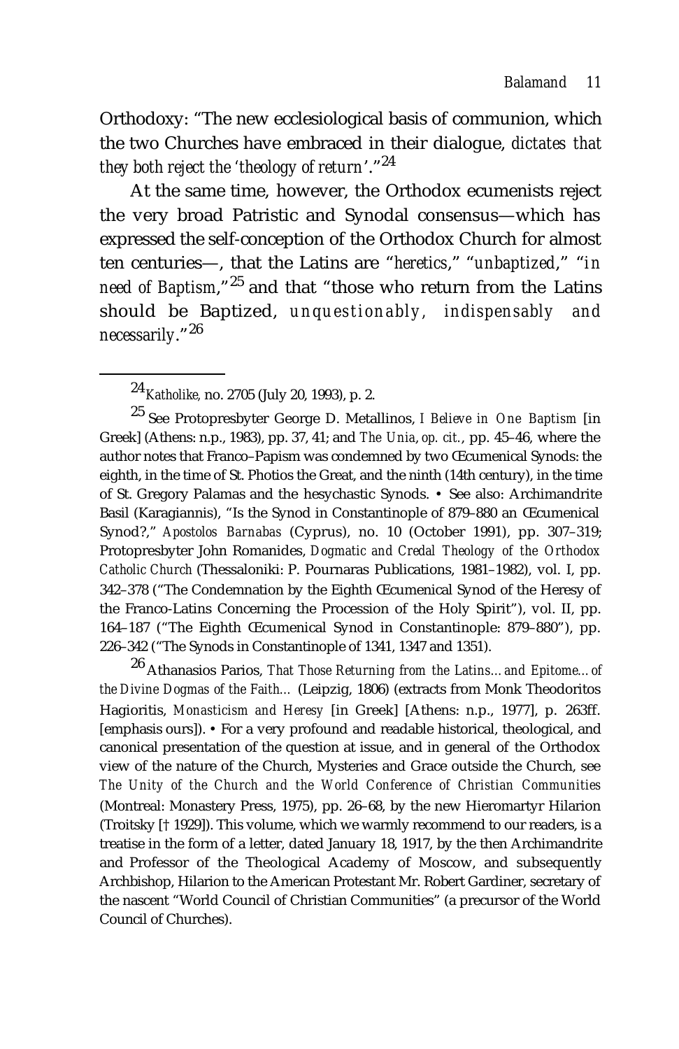Orthodoxy: "The new ecclesiological basis of communion, which the two Churches have embraced in their dialogue, *dictates that they both reject the 'theology of return'*."[24]

At the same time, however, the Orthodox ecumenists reject the very broad Patristic and Synodal consensus—which has expressed the self-conception of the Orthodox Church for almost ten centuries—, that the Latins are "*heretics*," "*unbaptized*," "*in need of Baptism*,"[25] and that "those who return from the Latins should be Baptized, *unquestionably, indispensably and necessarily*."[26]

---

[24] *Katholike*, no. 2705 (July 20, 1993), p. 2.

[25] See Protopresbyter George D. Metallinos, *I Believe in One Baptism* [in Greek] (Athens: n.p., 1983), pp. 37, 41; and *The Unia*, *op. cit.*, pp. 45–46, where the author notes that Franco–Papism was condemned by two Œcumenical Synods: the eighth, in the time of St. Photios the Great, and the ninth (14th century), in the time of St. Gregory Palamas and the hesychastic Synods. • See also: Archimandrite Basil (Karagiannis), "Is the Synod in Constantinople of 879–880 an Œcumenical Synod?," *Apostolos Barnabas* (Cyprus), no. 10 (October 1991), pp. 307–319; Protopresbyter John Romanides, *Dogmatic and Credal Theology of the Orthodox Catholic Church* (Thessaloniki: P. Pournaras Publications, 1981–1982), vol. I, pp. 342–378 ("The Condemnation by the Eighth Œcumenical Synod of the Heresy of the Franco-Latins Concerning the Procession of the Holy Spirit"), vol. II, pp. 164–187 ("The Eighth Œcumenical Synod in Constantinople: 879–880"), pp. 226–342 ("The Synods in Constantinople of 1341, 1347 and 1351).

[26] Athanasios Parios, *That Those Returning from the Latins... and Epitome... of the Divine Dogmas of the Faith...* (Leipzig, 1806) (extracts from Monk Theodoritos Hagioritis, *Monasticism and Heresy* [in Greek] [Athens: n.p., 1977], p. 263ff. [emphasis ours]). • For a very profound and readable historical, theological, and canonical presentation of the question at issue, and in general of the Orthodox view of the nature of the Church, Mysteries and Grace outside the Church, see *The Unity of the Church and the World Conference of Christian Communities* (Montreal: Monastery Press, 1975), pp. 26–68, by the new Hieromartyr Hilarion (Troitsky [† 1929]). This volume, which we warmly recommend to our readers, is a treatise in the form of a letter, dated January 18, 1917, by the then Archimandrite and Professor of the Theological Academy of Moscow, and subsequently Archbishop, Hilarion to the American Protestant Mr. Robert Gardiner, secretary of the nascent "World Council of Christian Communities" (a precursor of the World Council of Churches).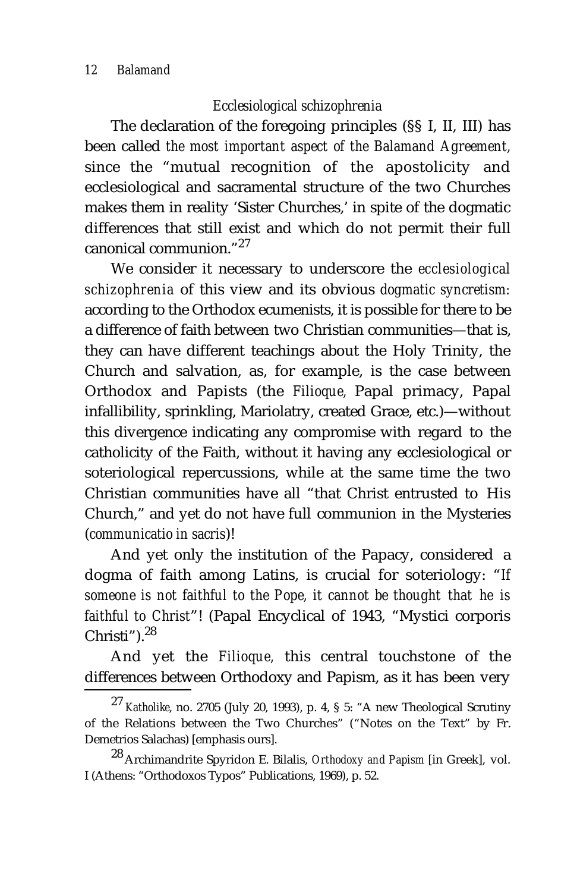### *Ecclesiological schizophrenia*

The declaration of the foregoing principles (§§ I, II, III) has been called *the most important aspect of the Balamand Agreement*, since the "mutual recognition of the apostolicity and ecclesiological and sacramental structure of the two Churches makes them in reality 'Sister Churches,' in spite of the dogmatic differences that still exist and which do not permit their full canonical communion."[27]

We consider it necessary to underscore the *ecclesiological schizophrenia* of this view and its obvious *dogmatic syncretism*: according to the Orthodox ecumenists, it is possible for there to be a difference of faith between two Christian communities—that is, they can have different teachings about the Holy Trinity, the Church and salvation, as, for example, is the case between Orthodox and Papists (the *Filioque*, Papal primacy, Papal infallibility, sprinkling, Mariolatry, created Grace, etc.)—without this divergence indicating any compromise with regard to the catholicity of the Faith, without it having any ecclesiological or soteriological repercussions, while at the same time the two Christian communities have all "that Christ entrusted to His Church," and yet do not have full communion in the Mysteries (*communicatio in sacris*)!

And yet only the institution of the Papacy, considered a dogma of faith among Latins, is crucial for soteriology: "*If someone is not faithful to the Pope, it cannot be thought that he is faithful to Christ*"! (Papal Encyclical of 1943, "Mystici corporis Christi").[28]

And yet the *Filioque*, this central touchstone of the differences between Orthodoxy and Papism, as it has been very

---

[27] *Katholike*, no. 2705 (July 20, 1993), p. 4, § 5: "A new Theological Scrutiny of the Relations between the Two Churches" ("Notes on the Text" by Fr. Demetrios Salachas) [emphasis ours].

[28] Archimandrite Spyridon E. Bilalis, *Orthodoxy and Papism* [in Greek], vol. I (Athens: "Orthodoxos Typos" Publications, 1969), p. 52.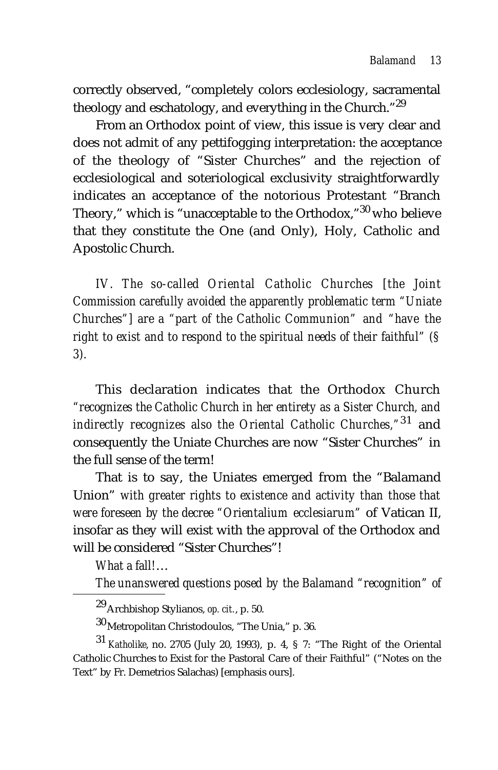correctly observed, "completely colors ecclesiology, sacramental theology and eschatology, and everything in the Church."[29]

From an Orthodox point of view, this issue is very clear and does not admit of any pettifogging interpretation: the acceptance of the theology of "Sister Churches" and the rejection of ecclesiological and soteriological exclusivity straightforwardly indicates an acceptance of the notorious Protestant "Branch Theory," which is "unacceptable to the Orthodox,"[30] who believe that they constitute the One (and Only), Holy, Catholic and Apostolic Church.

*IV. The so-called Oriental Catholic Churches [the Joint Commission carefully avoided the apparently problematic term "Uniate Churches"] are a "part of the Catholic Communion" and "have the right to exist and to respond to the spiritual needs of their faithful" (§ 3).*

This declaration indicates that the Orthodox Church *"recognizes the Catholic Church in her entirety as a Sister Church, and indirectly recognizes also the Oriental Catholic Churches,"*[31] and consequently the Uniate Churches are now "Sister Churches" in the full sense of the term!

That is to say, the Uniates emerged from the "Balamand Union" *with greater rights to existence and activity than those that were foreseen by the decree "Orientalium ecclesiarum"* of Vatican II, insofar as they will exist with the approval of the Orthodox and will be considered "Sister Churches"!

*What a fall!…*

*The unanswered questions posed by the Balamand "recognition" of*

---

[29] Archbishop Stylianos, *op. cit.*, p. 50.

[30] Metropolitan Christodoulos, "The Unia," p. 36.

[31] *Katholike*, no. 2705 (July 20, 1993), p. 4, § 7: "The Right of the Oriental Catholic Churches to Exist for the Pastoral Care of their Faithful" ("Notes on the Text" by Fr. Demetrios Salachas) [emphasis ours].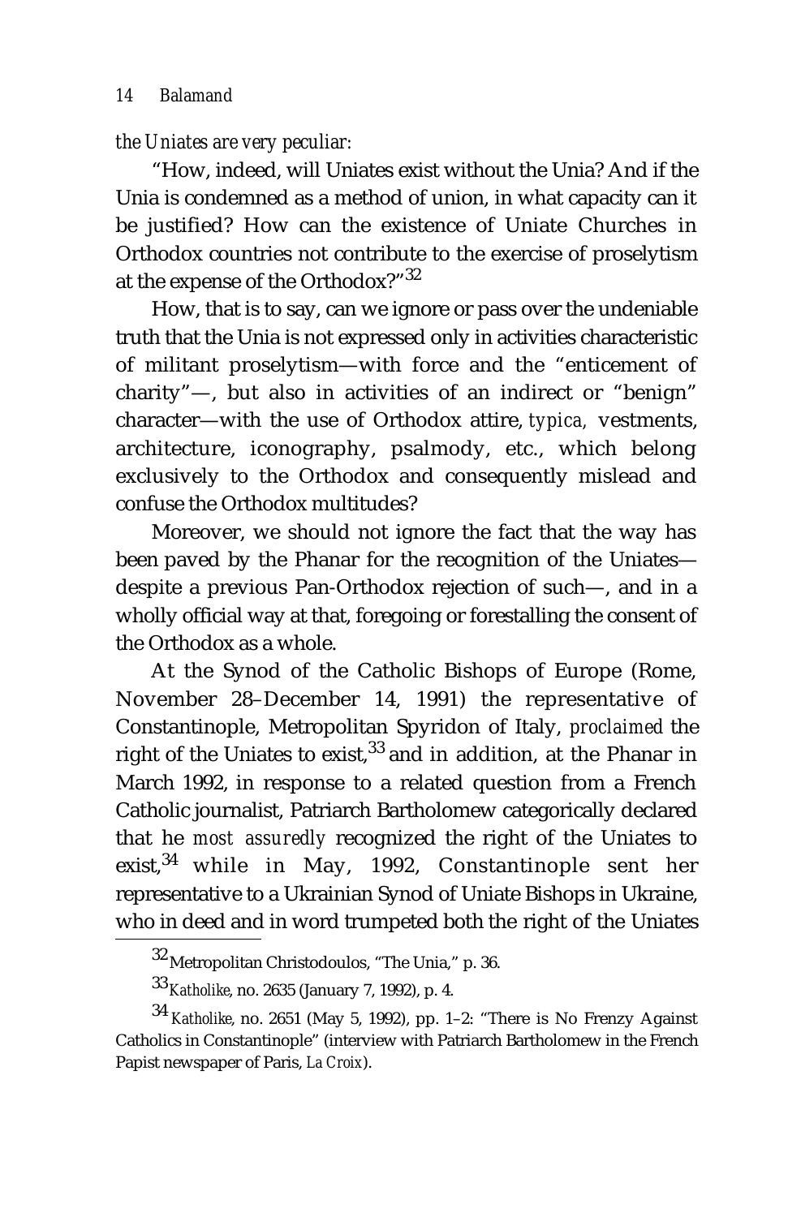*the Uniates are very peculiar*:

"How, indeed, will Uniates exist without the Unia? And if the Unia is condemned as a method of union, in what capacity can it be justified? How can the existence of Uniate Churches in Orthodox countries not contribute to the exercise of proselytism at the expense of the Orthodox?"[32]

How, that is to say, can we ignore or pass over the undeniable truth that the Unia is not expressed only in activities characteristic of militant proselytism—with force and the "enticement of charity"—, but also in activities of an indirect or "benign" character—with the use of Orthodox attire, *typica,* vestments, architecture, iconography, psalmody, etc., which belong exclusively to the Orthodox and consequently mislead and confuse the Orthodox multitudes?

Moreover, we should not ignore the fact that the way has been paved by the Phanar for the recognition of the Uniates—despite a previous Pan-Orthodox rejection of such—, and in a wholly official way at that, foregoing or forestalling the consent of the Orthodox as a whole.

At the Synod of the Catholic Bishops of Europe (Rome, November 28–December 14, 1991) the representative of Constantinople, Metropolitan Spyridon of Italy, *proclaimed* the right of the Uniates to exist,[33] and in addition, at the Phanar in March 1992, in response to a related question from a French Catholic journalist, Patriarch Bartholomew categorically declared that he *most assuredly* recognized the right of the Uniates to exist,[34] while in May, 1992, Constantinople sent her representative to a Ukrainian Synod of Uniate Bishops in Ukraine, who in deed and in word trumpeted both the right of the Uniates

---

[32] Metropolitan Christodoulos, "The Unia," p. 36.

[33] *Katholike*, no. 2635 (January 7, 1992), p. 4.

[34] *Katholike*, no. 2651 (May 5, 1992), pp. 1–2: "There is No Frenzy Against Catholics in Constantinople" (interview with Patriarch Bartholomew in the French Papist newspaper of Paris, *La Croix*).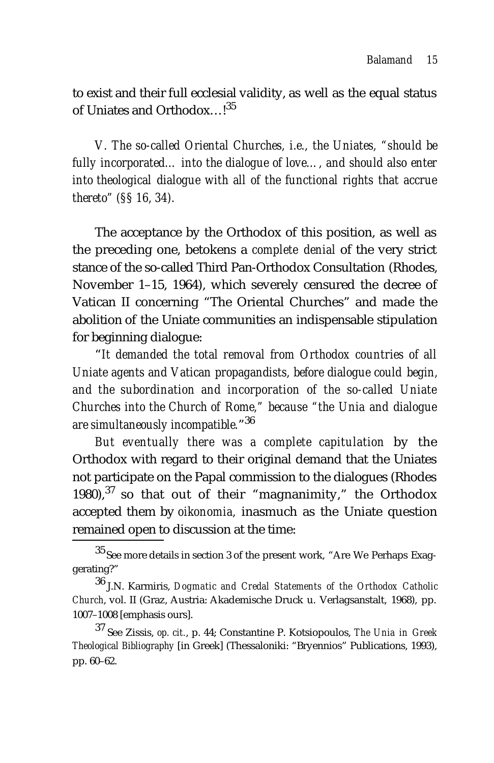to exist and their full ecclesial validity, as well as the equal status of Uniates and Orthodox…![35]

*V. The so-called Oriental Churches, i.e., the Uniates, "should be fully incorporated… into the dialogue of love…, and should also enter into theological dialogue with all of the functional rights that accrue thereto" (§§ 16, 34).*

The acceptance by the Orthodox of this position, as well as the preceding one, betokens a *complete denial* of the very strict stance of the so-called Third Pan-Orthodox Consultation (Rhodes, November 1–15, 1964), which severely censured the decree of Vatican II concerning "The Oriental Churches" and made the abolition of the Uniate communities an indispensable stipulation for beginning dialogue:

"*It demanded the total removal from Orthodox countries of all Uniate agents and Vatican propagandists, before dialogue could begin, and the subordination and incorporation of the so-called Uniate Churches into the Church of Rome,*" *because "the Unia and dialogue are simultaneously incompatible.*"[36]

*But eventually there was a complete capitulation* by the Orthodox with regard to their original demand that the Uniates not participate on the Papal commission to the dialogues (Rhodes 1980),[37] so that out of their "magnanimity," the Orthodox accepted them by *oikonomia,* inasmuch as the Uniate question remained open to discussion at the time:

---

[35] See more details in section 3 of the present work, "Are We Perhaps Exaggerating?"

[36] J.N. Karmiris, *Dogmatic and Credal Statements of the Orthodox Catholic Church,* vol. II (Graz, Austria: Akademische Druck u. Verlagsanstalt, 1968), pp. 1007–1008 [emphasis ours].

[37] See Zissis, *op. cit.*, p. 44; Constantine P. Kotsiopoulos, *The Unia in Greek Theological Bibliography* [in Greek] (Thessaloniki: "Bryennios" Publications, 1993), pp. 60–62.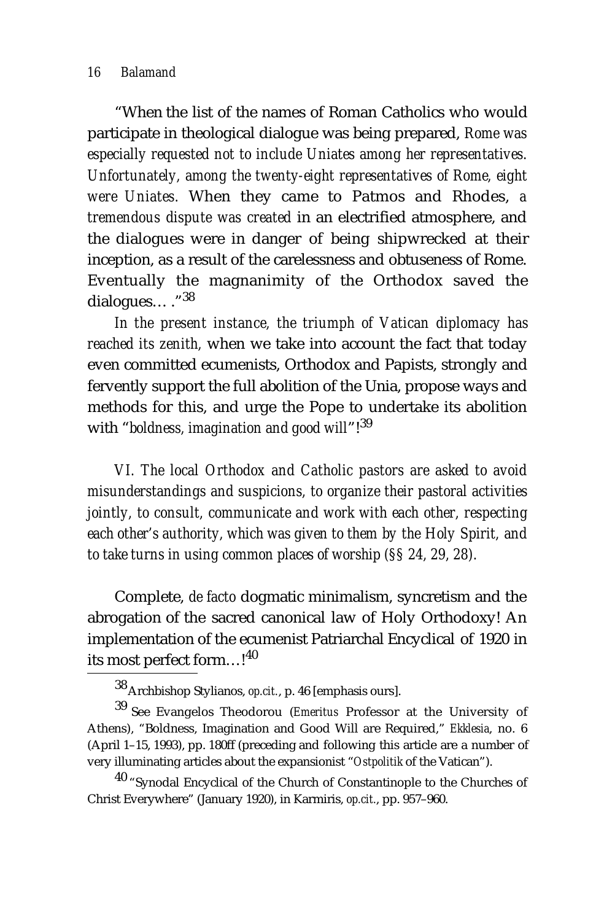"When the list of the names of Roman Catholics who would participate in theological dialogue was being prepared, *Rome was especially requested not to include Uniates among her representatives. Unfortunately, among the twenty-eight representatives of Rome, eight were Uniates.* When they came to Patmos and Rhodes, *a tremendous dispute was created* in an electrified atmosphere, and the dialogues were in danger of being shipwrecked at their inception, as a result of the carelessness and obtuseness of Rome. Eventually the magnanimity of the Orthodox saved the dialogues… ."[38]

*In the present instance, the triumph of Vatican diplomacy has reached its zenith,* when we take into account the fact that today even committed ecumenists, Orthodox and Papists, strongly and fervently support the full abolition of the Unia, propose ways and methods for this, and urge the Pope to undertake its abolition with "*boldness, imagination and good will*"![39]

*VI. The local Orthodox and Catholic pastors are asked to avoid misunderstandings and suspicions, to organize their pastoral activities jointly, to consult, communicate and work with each other, respecting each other's authority, which was given to them by the Holy Spirit, and to take turns in using common places of worship (§§ 24, 29, 28).*

Complete, *de facto* dogmatic minimalism, syncretism and the abrogation of the sacred canonical law of Holy Orthodoxy! An implementation of the ecumenist Patriarchal Encyclical of 1920 in its most perfect form…![40]

---

[38] Archbishop Stylianos, *op.cit.*, p. 46 [emphasis ours].

[39] See Evangelos Theodorou (*Emeritus* Professor at the University of Athens), "Boldness, Imagination and Good Will are Required," *Ekklesia*, no. 6 (April 1–15, 1993), pp. 180ff (preceding and following this article are a number of very illuminating articles about the expansionist "*Ostpolitik* of the Vatican").

[40] "Synodal Encyclical of the Church of Constantinople to the Churches of Christ Everywhere" (January 1920), in Karmiris, *op.cit.*, pp. 957–960.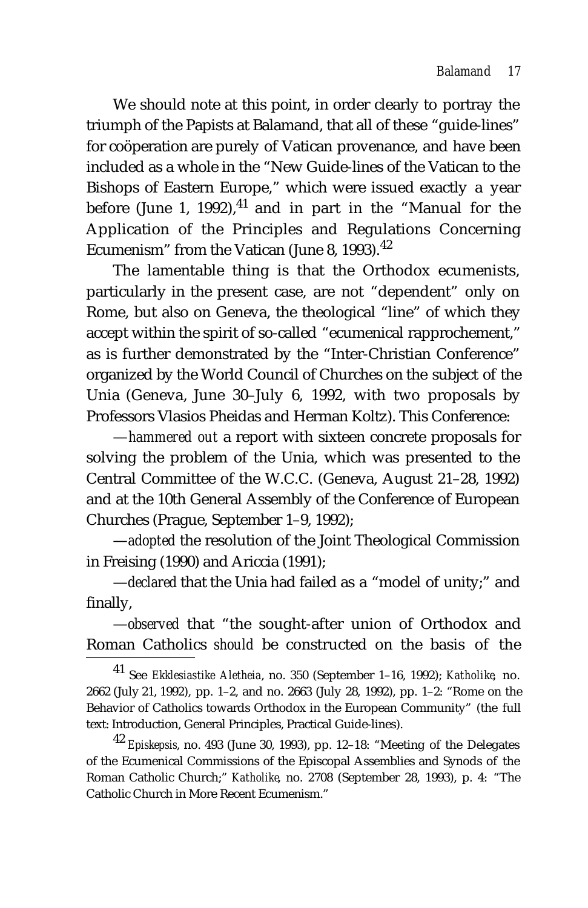We should note at this point, in order clearly to portray the triumph of the Papists at Balamand, that all of these "guide-lines" for coöperation are purely of Vatican provenance, and have been included as a whole in the "New Guide-lines of the Vatican to the Bishops of Eastern Europe," which were issued exactly a year before (June 1, 1992),[41] and in part in the "Manual for the Application of the Principles and Regulations Concerning Ecumenism" from the Vatican (June 8, 1993).[42]

The lamentable thing is that the Orthodox ecumenists, particularly in the present case, are not "dependent" only on Rome, but also on Geneva, the theological "line" of which they accept within the spirit of so-called "ecumenical rapprochement," as is further demonstrated by the "Inter-Christian Conference" organized by the World Council of Churches on the subject of the Unia (Geneva, June 30–July 6, 1992, with two proposals by Professors Vlasios Pheidas and Herman Koltz). This Conference:

—*hammered out* a report with sixteen concrete proposals for solving the problem of the Unia, which was presented to the Central Committee of the W.C.C. (Geneva, August 21–28, 1992) and at the 10th General Assembly of the Conference of European Churches (Prague, September 1–9, 1992);

—*adopted* the resolution of the Joint Theological Commission in Freising (1990) and Ariccia (1991);

—*declared* that the Unia had failed as a "model of unity;" and finally,

—*observed* that "the sought-after union of Orthodox and Roman Catholics *should* be constructed on the basis of the

---

[41] See *Ekklesiastike Aletheia*, no. 350 (September 1–16, 1992); *Katholike*, no. 2662 (July 21, 1992), pp. 1–2, and no. 2663 (July 28, 1992), pp. 1–2: "Rome on the Behavior of Catholics towards Orthodox in the European Community" (the full text: Introduction, General Principles, Practical Guide-lines).

[42] *Episkepsis*, no. 493 (June 30, 1993), pp. 12–18: "Meeting of the Delegates of the Ecumenical Commissions of the Episcopal Assemblies and Synods of the Roman Catholic Church;" *Katholike*, no. 2708 (September 28, 1993), p. 4: "The Catholic Church in More Recent Ecumenism."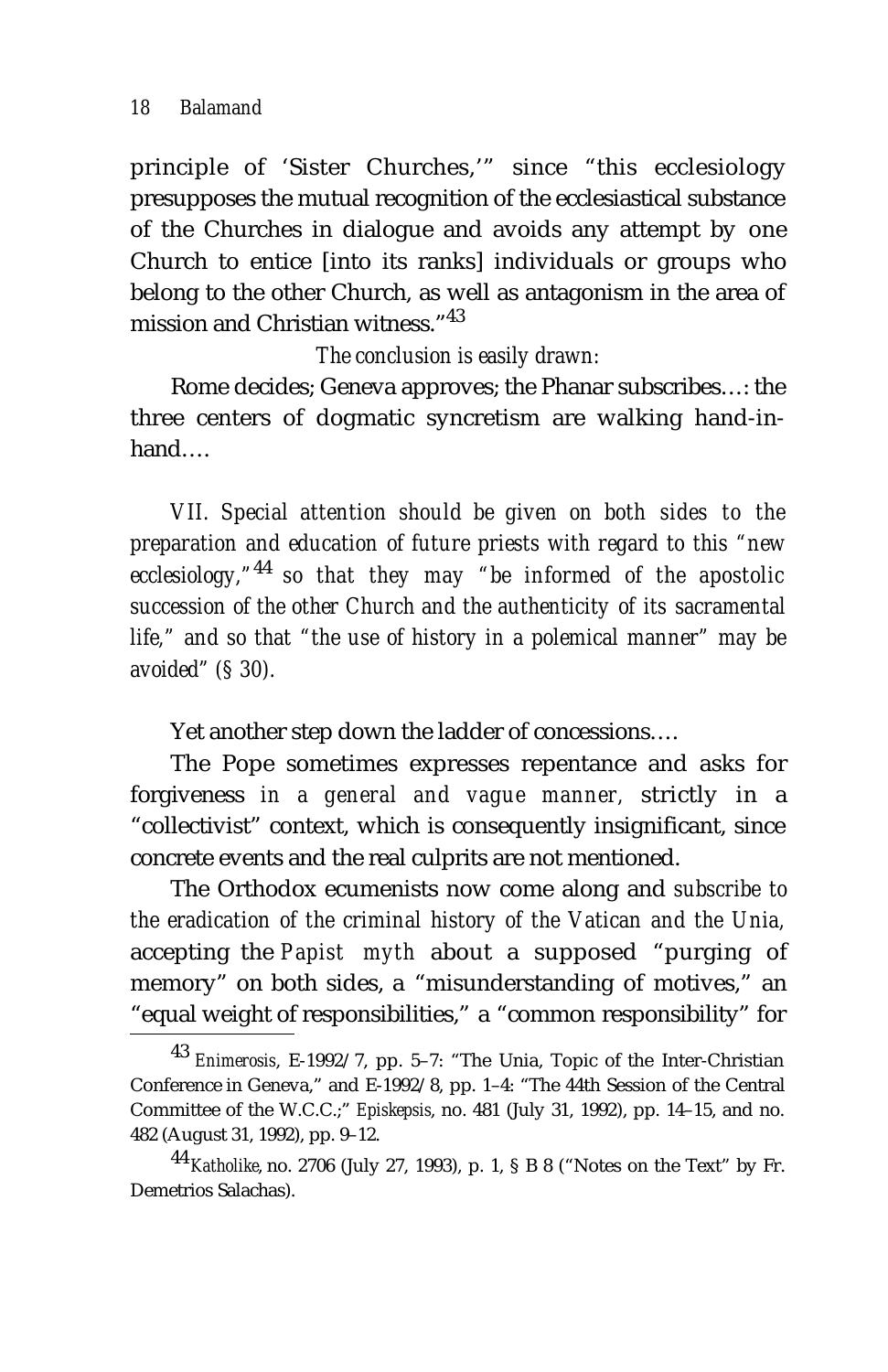principle of 'Sister Churches,'" since "this ecclesiology presupposes the mutual recognition of the ecclesiastical substance of the Churches in dialogue and avoids any attempt by one Church to entice [into its ranks] individuals or groups who belong to the other Church, as well as antagonism in the area of mission and Christian witness."[43]

*The conclusion is easily drawn:*

Rome decides; Geneva approves; the Phanar subscribes...: the three centers of dogmatic syncretism are walking hand-in-hand....

*VII. Special attention should be given on both sides to the preparation and education of future priests with regard to this "new ecclesiology,"*[44] *so that they may "be informed of the apostolic succession of the other Church and the authenticity of its sacramental life," and so that "the use of history in a polemical manner" may be avoided" (§ 30).*

Yet another step down the ladder of concessions....

The Pope sometimes expresses repentance and asks for forgiveness *in a general and vague manner*, strictly in a "collectivist" context, which is consequently insignificant, since concrete events and the real culprits are not mentioned.

The Orthodox ecumenists now come along and *subscribe to the eradication of the criminal history of the Vatican and the Unia*, accepting the *Papist myth* about a supposed "purging of memory" on both sides, a "misunderstanding of motives," an "equal weight of responsibilities," a "common responsibility" for

---

[43] *Enimerosis*, E-1992/7, pp. 5–7: "The Unia, Topic of the Inter-Christian Conference in Geneva," and E-1992/8, pp. 1–4: "The 44th Session of the Central Committee of the W.C.C.;" *Episkepsis*, no. 481 (July 31, 1992), pp. 14–15, and no. 482 (August 31, 1992), pp. 9–12.

[44] *Katholike*, no. 2706 (July 27, 1993), p. 1, § B 8 ("Notes on the Text" by Fr. Demetrios Salachas).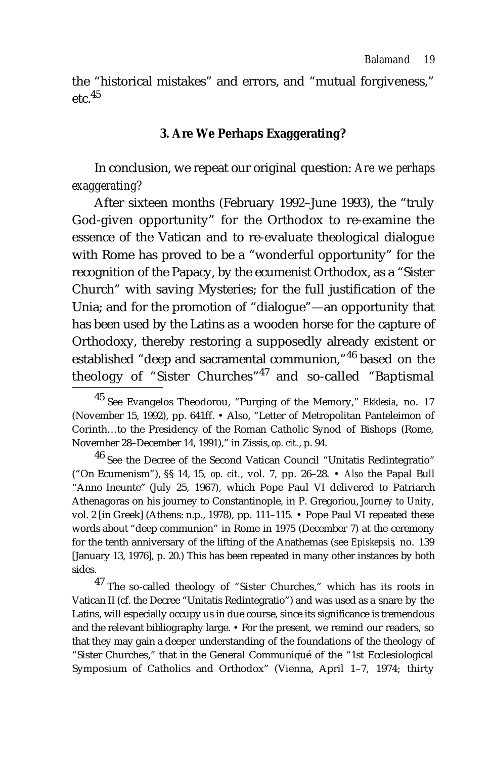the "historical mistakes" and errors, and "mutual forgiveness," etc.[45]

### 3. Are We Perhaps Exaggerating?

In conclusion, we repeat our original question: *Are we perhaps exaggerating?*

After sixteen months (February 1992–June 1993), the "truly God-given opportunity" for the Orthodox to re-examine the essence of the Vatican and to re-evaluate theological dialogue with Rome has proved to be a "wonderful opportunity" for the recognition of the Papacy, by the ecumenist Orthodox, as a "Sister Church" with saving Mysteries; for the full justification of the Unia; and for the promotion of "dialogue"—an opportunity that has been used by the Latins as a wooden horse for the capture of Orthodoxy, thereby restoring a supposedly already existent or established "deep and sacramental communion,"[46] based on the theology of "Sister Churches"[47] and so-called "Baptismal

---

[45] See Evangelos Theodorou, "Purging of the Memory," *Ekklesia*, no. 17 (November 15, 1992), pp. 641ff. • Also, "Letter of Metropolitan Panteleimon of Corinth…to the Presidency of the Roman Catholic Synod of Bishops (Rome, November 28–December 14, 1991)," in Zissis, *op. cit.*, p. 94.

[46] See the Decree of the Second Vatican Council "Unitatis Redintegratio" ("On Ecumenism"), §§ 14, 15, *op. cit.*, vol. 7, pp. 26–28. • *Also* the Papal Bull "Anno Ineunte" (July 25, 1967), which Pope Paul VI delivered to Patriarch Athenagoras on his journey to Constantinople, in P. Gregoriou, *Journey to Unity*, vol. 2 [in Greek] (Athens: n.p., 1978), pp. 111–115. • Pope Paul VI repeated these words about "deep communion" in Rome in 1975 (December 7) at the ceremony for the tenth anniversary of the lifting of the Anathemas (see *Episkepsis*, no. 139 [January 13, 1976], p. 20.) This has been repeated in many other instances by both sides.

[47] The so-called theology of "Sister Churches," which has its roots in Vatican II (cf. the Decree "Unitatis Redintegratio") and was used as a snare by the Latins, will especially occupy us in due course, since its significance is tremendous and the relevant bibliography large. • For the present, we remind our readers, so that they may gain a deeper understanding of the foundations of the theology of "Sister Churches," that in the General Communiqué of the "1st Ecclesiological Symposium of Catholics and Orthodox" (Vienna, April 1–7, 1974; thirty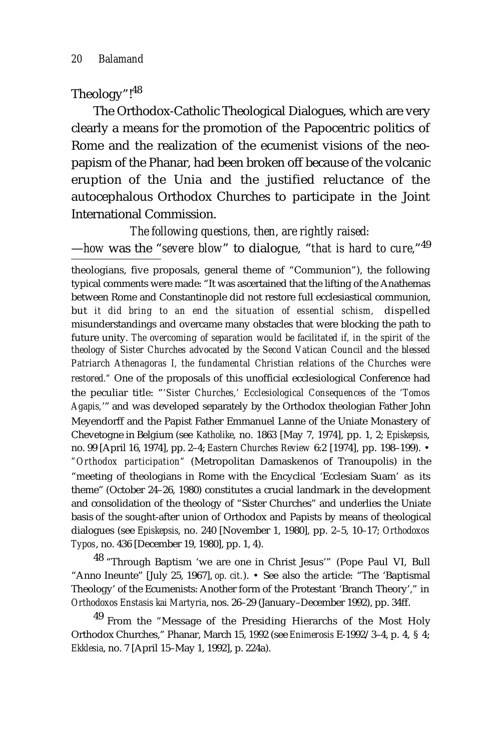Theology"![48]

The Orthodox-Catholic Theological Dialogues, which are very clearly a means for the promotion of the Papocentric politics of Rome and the realization of the ecumenist visions of the neo-papism of the Phanar, had been broken off because of the volcanic eruption of the Unia and the justified reluctance of the autocephalous Orthodox Churches to participate in the Joint International Commission.

*The following questions, then, are rightly raised:*

—*how* was the "*severe blow*" to dialogue, "*that is hard to cure,*"[49]

---

theologians, five proposals, general theme of "Communion"), the following typical comments were made: "It was ascertained that the lifting of the Anathemas between Rome and Constantinople did not restore full ecclesiastical communion, but *it did bring to an end the situation of essential schism,* dispelled misunderstandings and overcame many obstacles that were blocking the path to future unity. *The overcoming of separation would be facilitated if, in the spirit of the theology of Sister Churches advocated by the Second Vatican Council and the blessed Patriarch Athenagoras I, the fundamental Christian relations of the Churches were restored.*" One of the proposals of this unofficial ecclesiological Conference had the peculiar title: "'*Sister Churches,' Ecclesiological Consequences of the 'Tomos Agapis,'*" and was developed separately by the Orthodox theologian Father John Meyendorff and the Papist Father Emmanuel Lanne of the Uniate Monastery of Chevetogne in Belgium (see *Katholike*, no. 1863 [May 7, 1974], pp. 1, 2; *Episkepsis*, no. 99 [April 16, 1974], pp. 2–4; *Eastern Churches Review* 6:2 [1974], pp. 198–199). • "*Orthodox participation*" (Metropolitan Damaskenos of Tranoupolis) in the "meeting of theologians in Rome with the Encyclical 'Ecclesiam Suam' as its theme" (October 24–26, 1980) constitutes a crucial landmark in the development and consolidation of the theology of "Sister Churches" and underlies the Uniate basis of the sought-after union of Orthodox and Papists by means of theological dialogues (see *Episkepsis*, no. 240 [November 1, 1980], pp. 2–5, 10–17; *Orthodoxos Typos*, no. 436 [December 19, 1980], pp. 1, 4).

[48] "Through Baptism 'we are one in Christ Jesus'" (Pope Paul VI, Bull "Anno Ineunte" [July 25, 1967], *op. cit.*). • See also the article: "The 'Baptismal Theology' of the Ecumenists: Another form of the Protestant 'Branch Theory'," in *Orthodoxos Enstasis kai Martyria*, nos. 26–29 (January–December 1992), pp. 34ff.

[49] From the "Message of the Presiding Hierarchs of the Most Holy Orthodox Churches," Phanar, March 15, 1992 (see *Enimerosis* E-1992/3–4, p. 4, § 4; *Ekklesia*, no. 7 [April 15–May 1, 1992], p. 224a).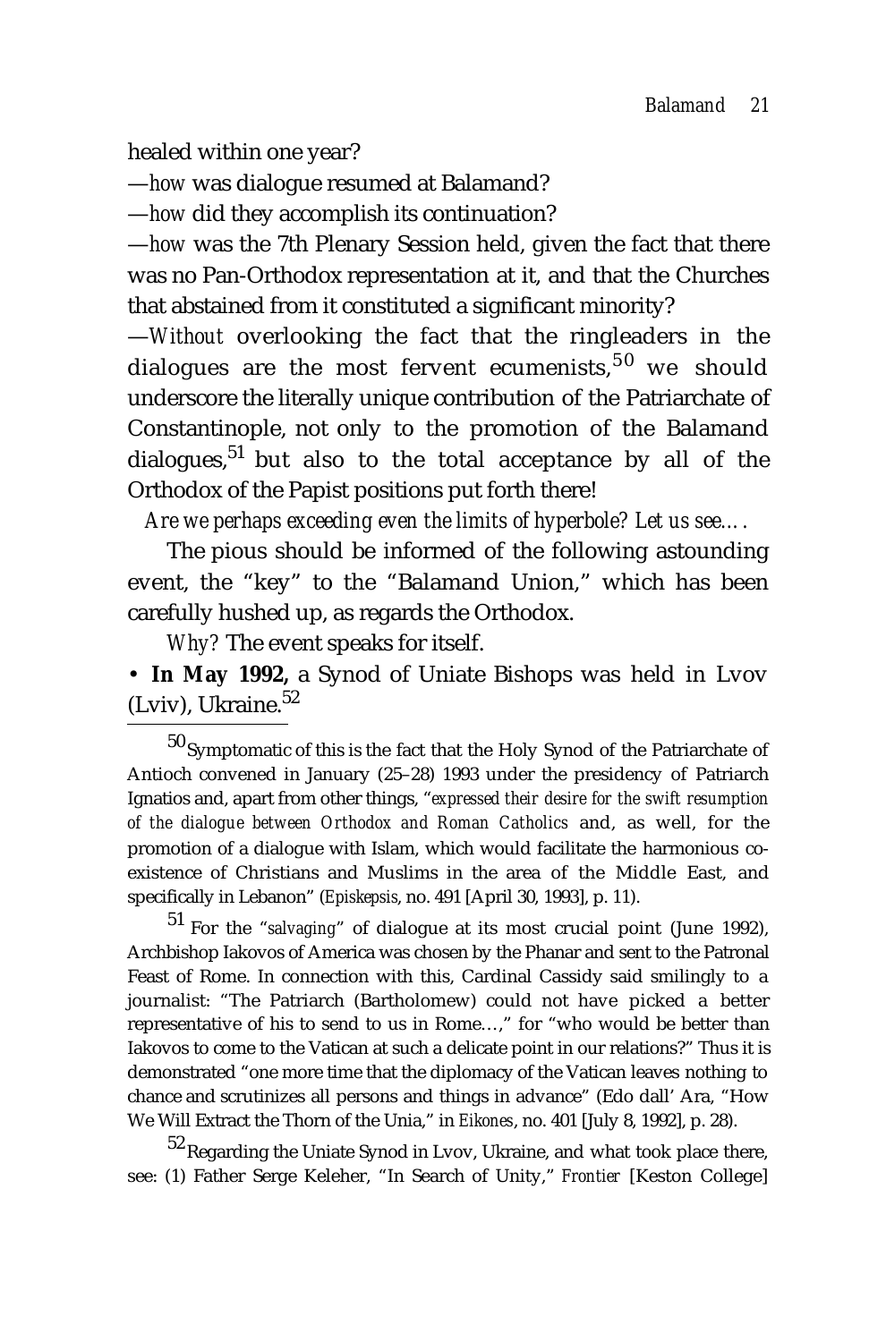healed within one year?

—*how* was dialogue resumed at Balamand?

—*how* did they accomplish its continuation?

—*how* was the 7th Plenary Session held, given the fact that there was no Pan-Orthodox representation at it, and that the Churches that abstained from it constituted a significant minority?

—*Without* overlooking the fact that the ringleaders in the dialogues are the most fervent ecumenists,[50] we should underscore the literally unique contribution of the Patriarchate of Constantinople, not only to the promotion of the Balamand dialogues,[51] but also to the total acceptance by all of the Orthodox of the Papist positions put forth there!

*Are we perhaps exceeding even the limits of hyperbole? Let us see….*

The pious should be informed of the following astounding event, the "key" to the "Balamand Union," which has been carefully hushed up, as regards the Orthodox.

*Why?* The event speaks for itself.

• **In May 1992,** a Synod of Uniate Bishops was held in Lvov (Lviv), Ukraine.[52]

---

[50] Symptomatic of this is the fact that the Holy Synod of the Patriarchate of Antioch convened in January (25–28) 1993 under the presidency of Patriarch Ignatios and, apart from other things, "*expressed their desire for the swift resumption of the dialogue between Orthodox and Roman Catholics* and, as well, for the promotion of a dialogue with Islam, which would facilitate the harmonious co-existence of Christians and Muslims in the area of the Middle East, and specifically in Lebanon" (*Episkepsis*, no. 491 [April 30, 1993], p. 11).

[51] For the "*salvaging*" of dialogue at its most crucial point (June 1992), Archbishop Iakovos of America was chosen by the Phanar and sent to the Patronal Feast of Rome. In connection with this, Cardinal Cassidy said smilingly to a journalist: "The Patriarch (Bartholomew) could not have picked a better representative of his to send to us in Rome…," for "who would be better than Iakovos to come to the Vatican at such a delicate point in our relations?" Thus it is demonstrated "one more time that the diplomacy of the Vatican leaves nothing to chance and scrutinizes all persons and things in advance" (Edo dall' Ara, "How We Will Extract the Thorn of the Unia," in *Eikones*, no. 401 [July 8, 1992], p. 28).

[52] Regarding the Uniate Synod in Lvov, Ukraine, and what took place there, see: (1) Father Serge Keleher, "In Search of Unity," *Frontier* [Keston College]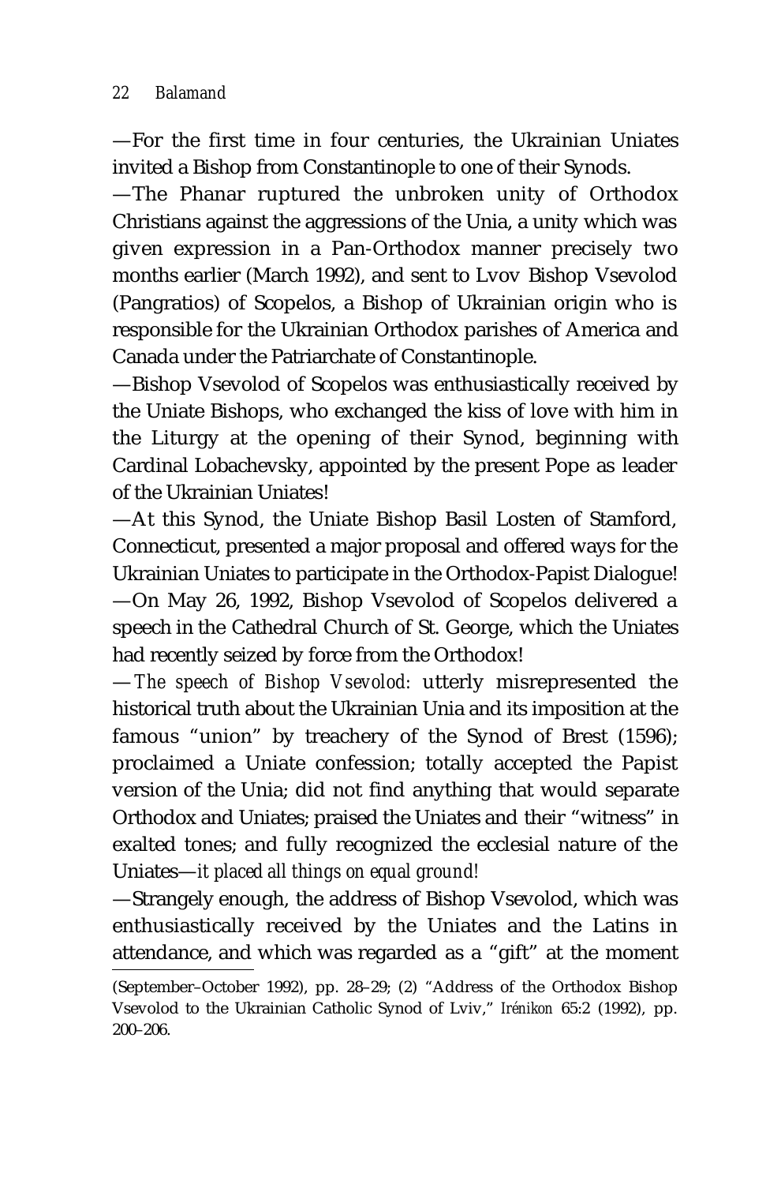—For the first time in four centuries, the Ukrainian Uniates invited a Bishop from Constantinople to one of their Synods.

—The Phanar ruptured the unbroken unity of Orthodox Christians against the aggressions of the Unia, a unity which was given expression in a Pan-Orthodox manner precisely two months earlier (March 1992), and sent to Lvov Bishop Vsevolod (Pangratios) of Scopelos, a Bishop of Ukrainian origin who is responsible for the Ukrainian Orthodox parishes of America and Canada under the Patriarchate of Constantinople.

—Bishop Vsevolod of Scopelos was enthusiastically received by the Uniate Bishops, who exchanged the kiss of love with him in the Liturgy at the opening of their Synod, beginning with Cardinal Lobachevsky, appointed by the present Pope as leader of the Ukrainian Uniates!

—At this Synod, the Uniate Bishop Basil Losten of Stamford, Connecticut, presented a major proposal and offered ways for the Ukrainian Uniates to participate in the Orthodox-Papist Dialogue!

—On May 26, 1992, Bishop Vsevolod of Scopelos delivered a speech in the Cathedral Church of St. George, which the Uniates had recently seized by force from the Orthodox!

—*The speech of Bishop Vsevolod:* utterly misrepresented the historical truth about the Ukrainian Unia and its imposition at the famous "union" by treachery of the Synod of Brest (1596); proclaimed a Uniate confession; totally accepted the Papist version of the Unia; did not find anything that would separate Orthodox and Uniates; praised the Uniates and their "witness" in exalted tones; and fully recognized the ecclesial nature of the Uniates—*it placed all things on equal ground!*

—Strangely enough, the address of Bishop Vsevolod, which was enthusiastically received by the Uniates and the Latins in attendance, and which was regarded as a "gift" at the moment

---

(September–October 1992), pp. 28–29; (2) "Address of the Orthodox Bishop Vsevolod to the Ukrainian Catholic Synod of Lviv," *Irénikon* 65:2 (1992), pp. 200–206.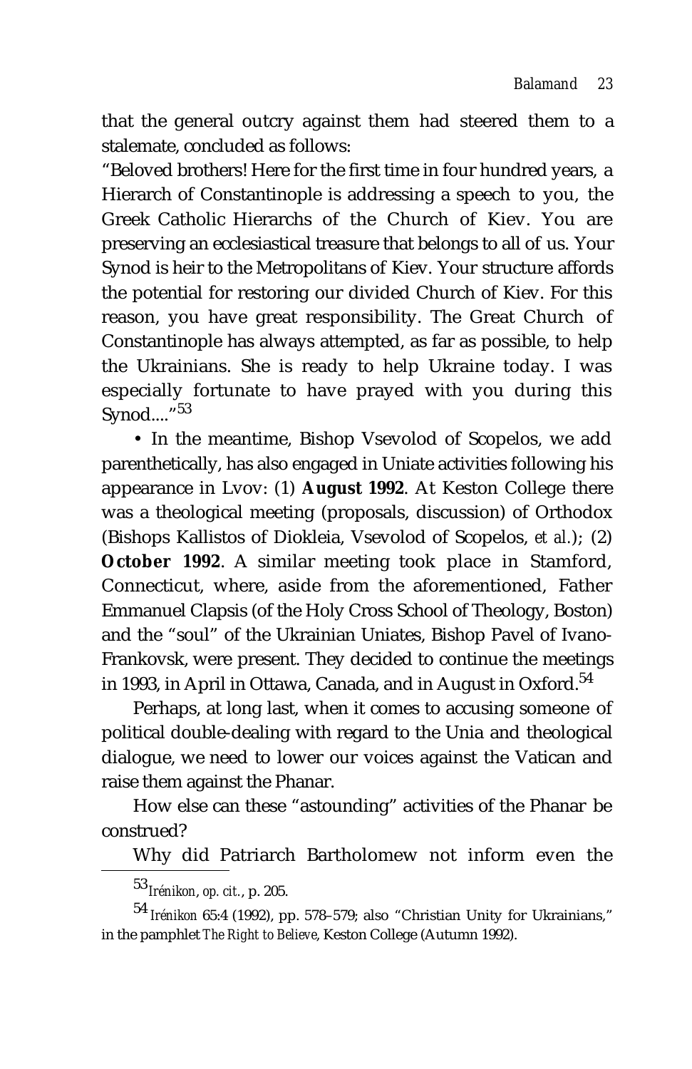that the general outcry against them had steered them to a stalemate, concluded as follows:

"Beloved brothers! Here for the first time in four hundred years, a Hierarch of Constantinople is addressing a speech to you, the Greek Catholic Hierarchs of the Church of Kiev. You are preserving an ecclesiastical treasure that belongs to all of us. Your Synod is heir to the Metropolitans of Kiev. Your structure affords the potential for restoring our divided Church of Kiev. For this reason, you have great responsibility. The Great Church of Constantinople has always attempted, as far as possible, to help the Ukrainians. She is ready to help Ukraine today. I was especially fortunate to have prayed with you during this Synod...."[53]

• In the meantime, Bishop Vsevolod of Scopelos, we add parenthetically, has also engaged in Uniate activities following his appearance in Lvov: (1) **August 1992**. At Keston College there was a theological meeting (proposals, discussion) of Orthodox (Bishops Kallistos of Diokleia, Vsevolod of Scopelos, *et al.*); (2) **October 1992**. A similar meeting took place in Stamford, Connecticut, where, aside from the aforementioned, Father Emmanuel Clapsis (of the Holy Cross School of Theology, Boston) and the "soul" of the Ukrainian Uniates, Bishop Pavel of Ivano-Frankovsk, were present. They decided to continue the meetings in 1993, in April in Ottawa, Canada, and in August in Oxford.[54]

Perhaps, at long last, when it comes to accusing someone of political double-dealing with regard to the Unia and theological dialogue, we need to lower our voices against the Vatican and raise them against the Phanar.

How else can these "astounding" activities of the Phanar be construed?

Why did Patriarch Bartholomew not inform even the

---

[53] *Irénikon*, *op. cit.*, p. 205.

[54] *Irénikon* 65:4 (1992), pp. 578–579; also "Christian Unity for Ukrainians," in the pamphlet *The Right to Believe*, Keston College (Autumn 1992).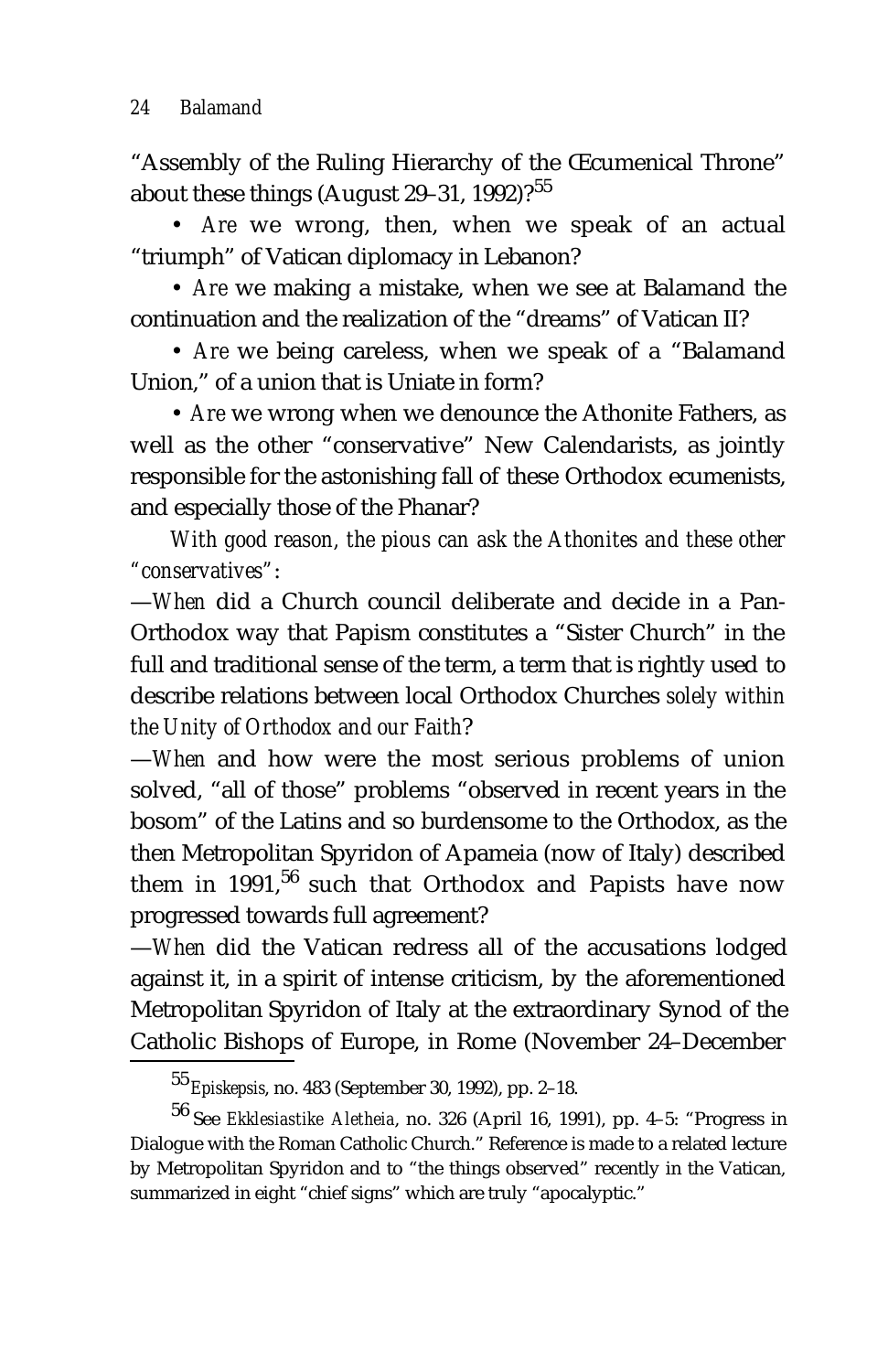"Assembly of the Ruling Hierarchy of the Œcumenical Throne" about these things (August 29–31, 1992)?[55]

• *Are* we wrong, then, when we speak of an actual "triumph" of Vatican diplomacy in Lebanon?

• *Are* we making a mistake, when we see at Balamand the continuation and the realization of the "dreams" of Vatican II?

• *Are* we being careless, when we speak of a "Balamand Union," of a union that is Uniate in form?

• *Are* we wrong when we denounce the Athonite Fathers, as well as the other "conservative" New Calendarists, as jointly responsible for the astonishing fall of these Orthodox ecumenists, and especially those of the Phanar?

*With good reason, the pious can ask the Athonites and these other "conservatives":*

—*When* did a Church council deliberate and decide in a Pan-Orthodox way that Papism constitutes a "Sister Church" in the full and traditional sense of the term, a term that is rightly used to describe relations between local Orthodox Churches *solely within the Unity of Orthodox and our Faith*?

—*When* and how were the most serious problems of union solved, "all of those" problems "observed in recent years in the bosom" of the Latins and so burdensome to the Orthodox, as the then Metropolitan Spyridon of Apameia (now of Italy) described them in 1991,[56] such that Orthodox and Papists have now progressed towards full agreement?

—*When* did the Vatican redress all of the accusations lodged against it, in a spirit of intense criticism, by the aforementioned Metropolitan Spyridon of Italy at the extraordinary Synod of the Catholic Bishops of Europe, in Rome (November 24–December

---

[55] *Episkepsis*, no. 483 (September 30, 1992), pp. 2–18.

[56] See *Ekklesiastike Aletheia*, no. 326 (April 16, 1991), pp. 4–5: "Progress in Dialogue with the Roman Catholic Church." Reference is made to a related lecture by Metropolitan Spyridon and to "the things observed" recently in the Vatican, summarized in eight "chief signs" which are truly "apocalyptic."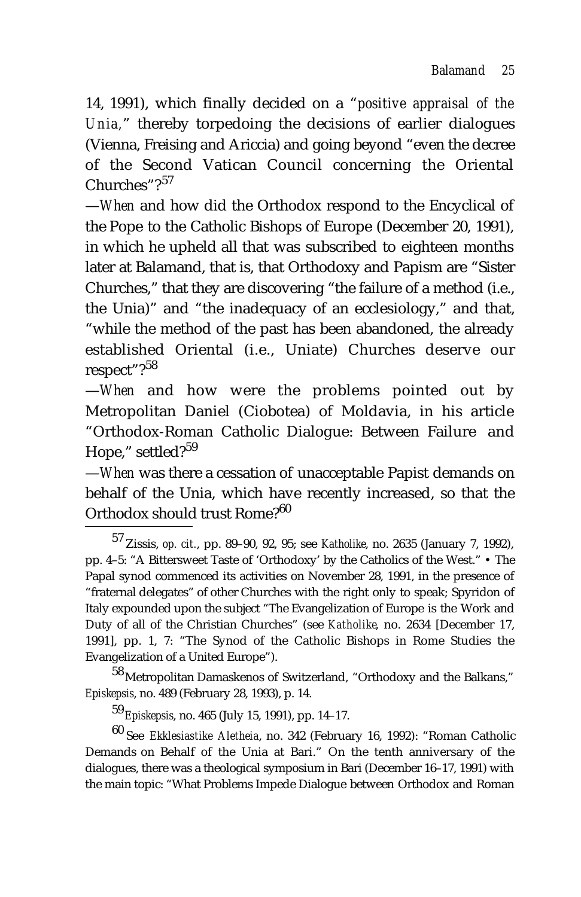14, 1991), which finally decided on a "*positive appraisal of the Unia*," thereby torpedoing the decisions of earlier dialogues (Vienna, Freising and Ariccia) and going beyond "even the decree of the Second Vatican Council concerning the Oriental Churches"?[57]

—*When* and how did the Orthodox respond to the Encyclical of the Pope to the Catholic Bishops of Europe (December 20, 1991), in which he upheld all that was subscribed to eighteen months later at Balamand, that is, that Orthodoxy and Papism are "Sister Churches," that they are discovering "the failure of a method (i.e., the Unia)" and "the inadequacy of an ecclesiology," and that, "while the method of the past has been abandoned, the already established Oriental (i.e., Uniate) Churches deserve our respect"?[58]

—*When* and how were the problems pointed out by Metropolitan Daniel (Ciobotea) of Moldavia, in his article "Orthodox-Roman Catholic Dialogue: Between Failure and Hope," settled?[59]

—*When* was there a cessation of unacceptable Papist demands on behalf of the Unia, which have recently increased, so that the Orthodox should trust Rome?[60]

---

[57] Zissis, *op. cit.*, pp. 89–90, 92, 95; see *Katholike*, no. 2635 (January 7, 1992), pp. 4–5: "A Bittersweet Taste of 'Orthodoxy' by the Catholics of the West." • The Papal synod commenced its activities on November 28, 1991, in the presence of "fraternal delegates" of other Churches with the right only to speak; Spyridon of Italy expounded upon the subject "The Evangelization of Europe is the Work and Duty of all of the Christian Churches" (see *Katholike*, no. 2634 [December 17, 1991], pp. 1, 7: "The Synod of the Catholic Bishops in Rome Studies the Evangelization of a United Europe").

[58] Metropolitan Damaskenos of Switzerland, "Orthodoxy and the Balkans," *Episkepsis*, no. 489 (February 28, 1993), p. 14.

[59] *Episkepsis*, no. 465 (July 15, 1991), pp. 14–17.

[60] See *Ekklesiastike Aletheia*, no. 342 (February 16, 1992): "Roman Catholic Demands on Behalf of the Unia at Bari." On the tenth anniversary of the dialogues, there was a theological symposium in Bari (December 16–17, 1991) with the main topic: "What Problems Impede Dialogue between Orthodox and Roman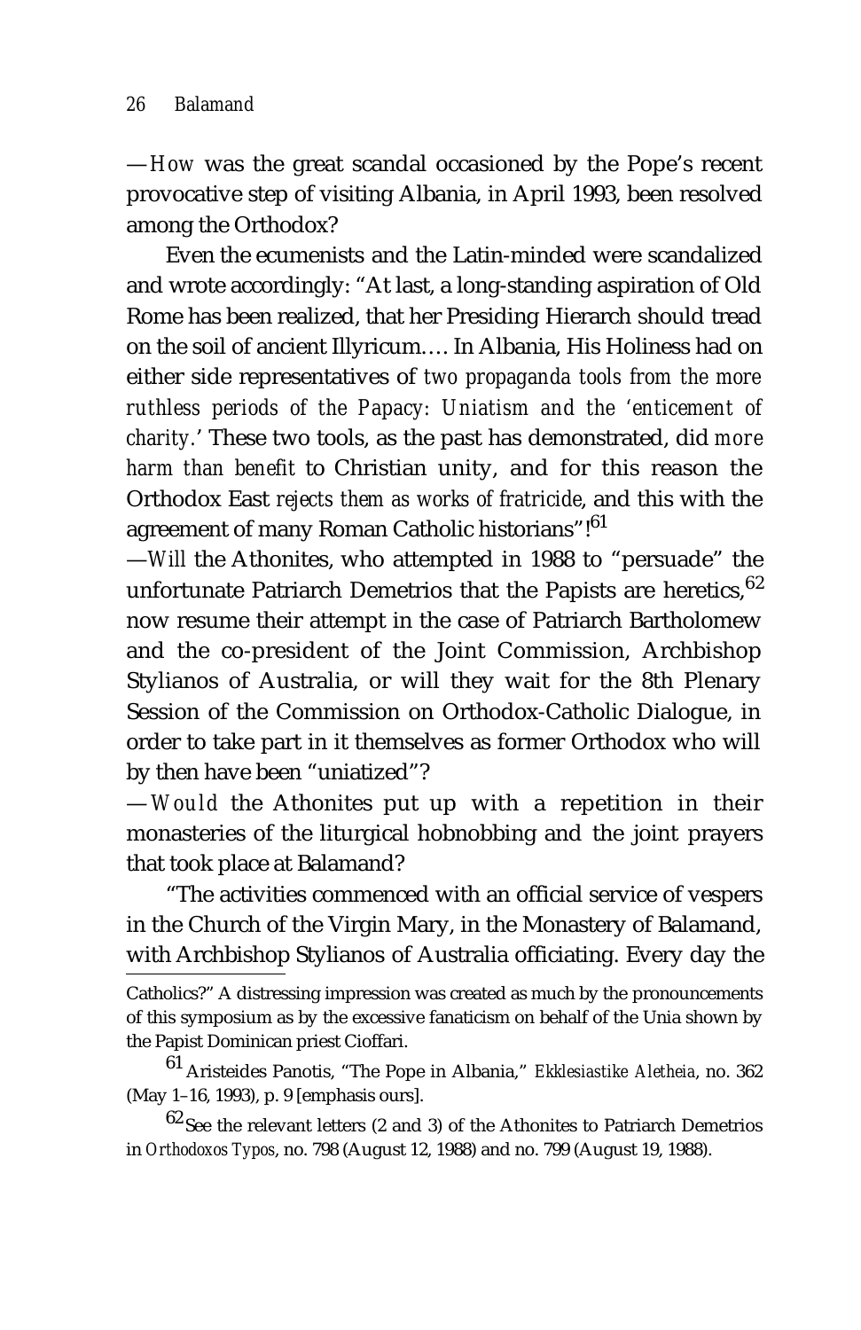—*How* was the great scandal occasioned by the Pope's recent provocative step of visiting Albania, in April 1993, been resolved among the Orthodox?

Even the ecumenists and the Latin-minded were scandalized and wrote accordingly: "At last, a long-standing aspiration of Old Rome has been realized, that her Presiding Hierarch should tread on the soil of ancient Illyricum.... In Albania, His Holiness had on either side representatives of *two propaganda tools from the more ruthless periods of the Papacy: Uniatism and the 'enticement of charity.'* These two tools, as the past has demonstrated, did *more harm than benefit* to Christian unity, and for this reason the Orthodox East *rejects them as works of fratricide*, and this with the agreement of many Roman Catholic historians"![61]

—*Will* the Athonites, who attempted in 1988 to "persuade" the unfortunate Patriarch Demetrios that the Papists are heretics,[62] now resume their attempt in the case of Patriarch Bartholomew and the co-president of the Joint Commission, Archbishop Stylianos of Australia, or will they wait for the 8th Plenary Session of the Commission on Orthodox-Catholic Dialogue, in order to take part in it themselves as former Orthodox who will by then have been "uniatized"?

—*Would* the Athonites put up with a repetition in their monasteries of the liturgical hobnobbing and the joint prayers that took place at Balamand?

"The activities commenced with an official service of vespers in the Church of the Virgin Mary, in the Monastery of Balamand, with Archbishop Stylianos of Australia officiating. Every day the

---

Catholics?" A distressing impression was created as much by the pronouncements of this symposium as by the excessive fanaticism on behalf of the Unia shown by the Papist Dominican priest Cioffari.

[61] Aristeides Panotis, "The Pope in Albania," *Ekklesiastike Aletheia*, no. 362 (May 1–16, 1993), p. 9 [emphasis ours].

[62] See the relevant letters (2 and 3) of the Athonites to Patriarch Demetrios in *Orthodoxos Typos*, no. 798 (August 12, 1988) and no. 799 (August 19, 1988).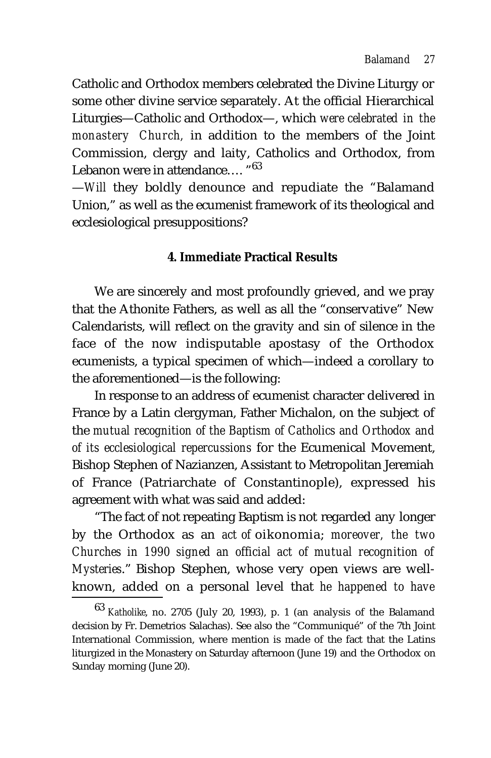Catholic and Orthodox members celebrated the Divine Liturgy or some other divine service separately. At the official Hierarchical Liturgies—Catholic and Orthodox—, which *were celebrated in the monastery Church,* in addition to the members of the Joint Commission, clergy and laity, Catholics and Orthodox, from Lebanon were in attendance.... "[63]

—*Will* they boldly denounce and repudiate the "Balamand Union," as well as the ecumenist framework of its theological and ecclesiological presuppositions?

**4. Immediate Practical Results**

We are sincerely and most profoundly grieved, and we pray that the Athonite Fathers, as well as all the "conservative" New Calendarists, will reflect on the gravity and sin of silence in the face of the now indisputable apostasy of the Orthodox ecumenists, a typical specimen of which—indeed a corollary to the aforementioned—is the following:

In response to an address of ecumenist character delivered in France by a Latin clergyman, Father Michalon, on the subject of the *mutual recognition of the Baptism of Catholics and Orthodox and of its ecclesiological repercussions* for the Ecumenical Movement, Bishop Stephen of Nazianzen, Assistant to Metropolitan Jeremiah of France (Patriarchate of Constantinople), expressed his agreement with what was said and added:

"The fact of not repeating Baptism is not regarded any longer by the Orthodox as an *act of* oikonomia; *moreover, the two Churches in 1990 signed an official act of mutual recognition of Mysteries*." Bishop Stephen, whose very open views are well-known, added on a personal level that *he happened to have*

---

[63] *Katholike*, no. 2705 (July 20, 1993), p. 1 (an analysis of the Balamand decision by Fr. Demetrios Salachas). See also the "Communiqué" of the 7th Joint International Commission, where mention is made of the fact that the Latins liturgized in the Monastery on Saturday afternoon (June 19) and the Orthodox on Sunday morning (June 20).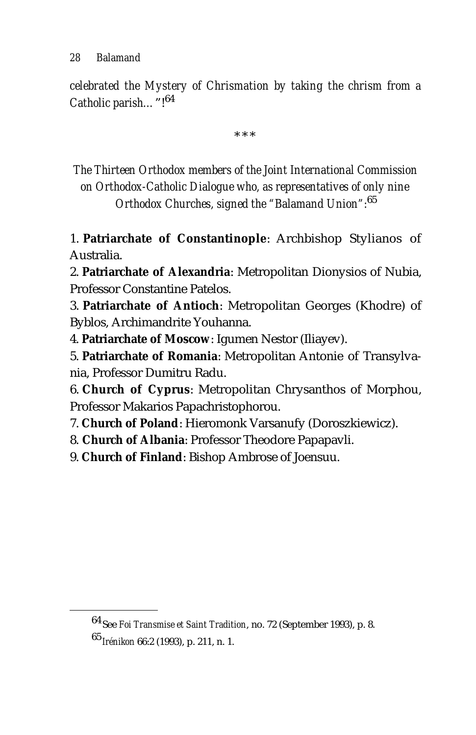*celebrated the Mystery of Chrismation by taking the chrism from a Catholic parish...*"![64]

\*\*\*

*The Thirteen Orthodox members of the Joint International Commission on Orthodox-Catholic Dialogue who, as representatives of only nine Orthodox Churches, signed the "Balamand Union":*[65]

1. **Patriarchate of Constantinople**: Archbishop Stylianos of Australia.
2. **Patriarchate of Alexandria**: Metropolitan Dionysios of Nubia, Professor Constantine Patelos.
3. **Patriarchate of Antioch**: Metropolitan Georges (Khodre) of Byblos, Archimandrite Youhanna.
4. **Patriarchate of Moscow**: Igumen Nestor (Iliayev).
5. **Patriarchate of Romania**: Metropolitan Antonie of Transylvania, Professor Dumitru Radu.
6. **Church of Cyprus**: Metropolitan Chrysanthos of Morphou, Professor Makarios Papachristophorou.
7. **Church of Poland**: Hieromonk Varsanufy (Doroszkiewicz).
8. **Church of Albania**: Professor Theodore Papapavli.
9. **Church of Finland**: Bishop Ambrose of Joensuu.

---

[64] See *Foi Transmise et Saint Tradition*, no. 72 (September 1993), p. 8.

[65] *Irénikon* 66:2 (1993), p. 211, n. 1.